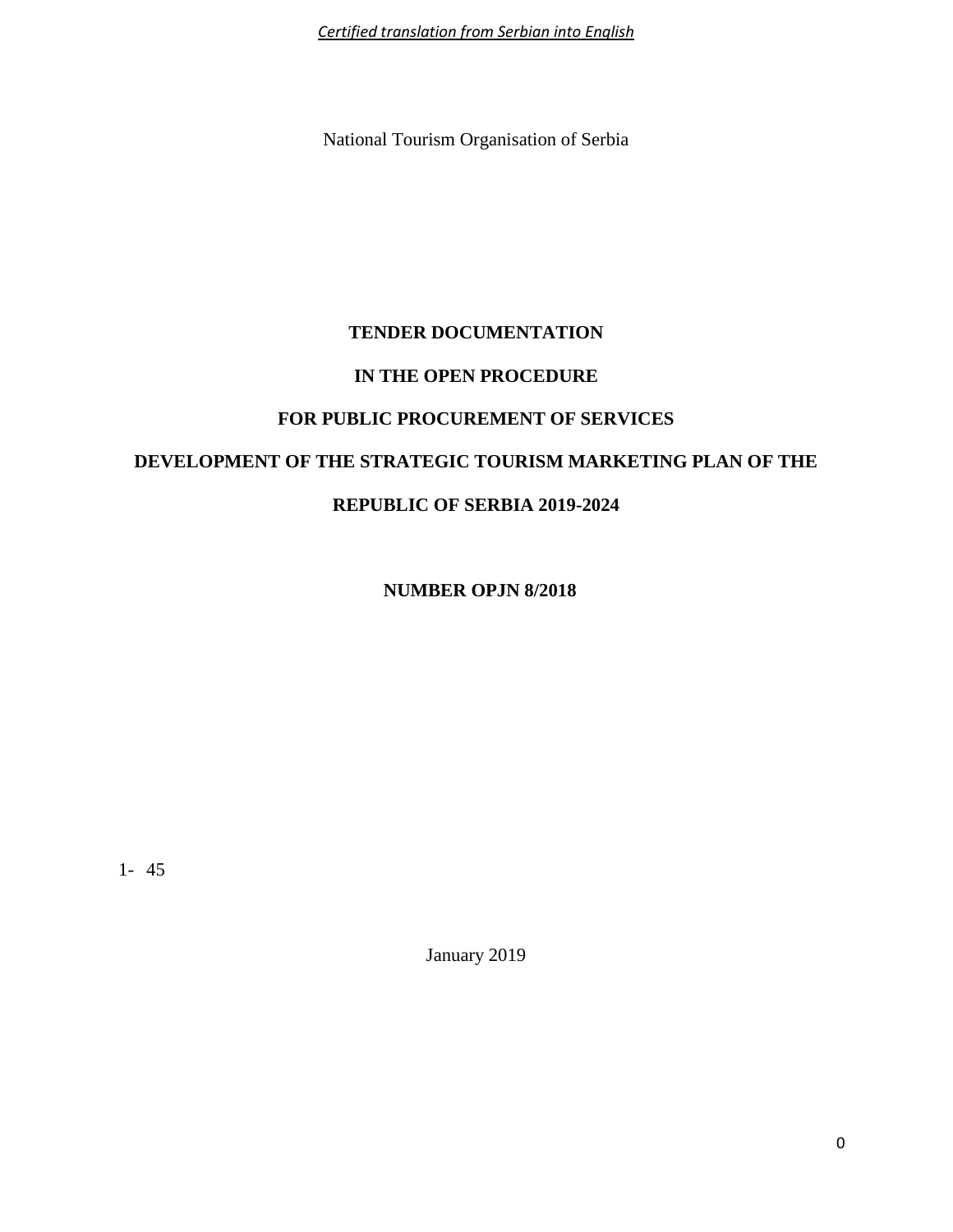*Certified translation from Serbian into English*

National Tourism Organisation of Serbia

# TENDER DOCUMENTATION

# IN THE OPEN PROCEDURE

# FOR PUBLIC PROCUREMENT OF SERVICES

# DEVELOPMENT OF THE STRATEGIC TOURISM MARKETING PLAN OF THE REPUBLIC OF SERBIA 2019-2024

**NUMBER OPJN 8/2018**

1- 45

January 2019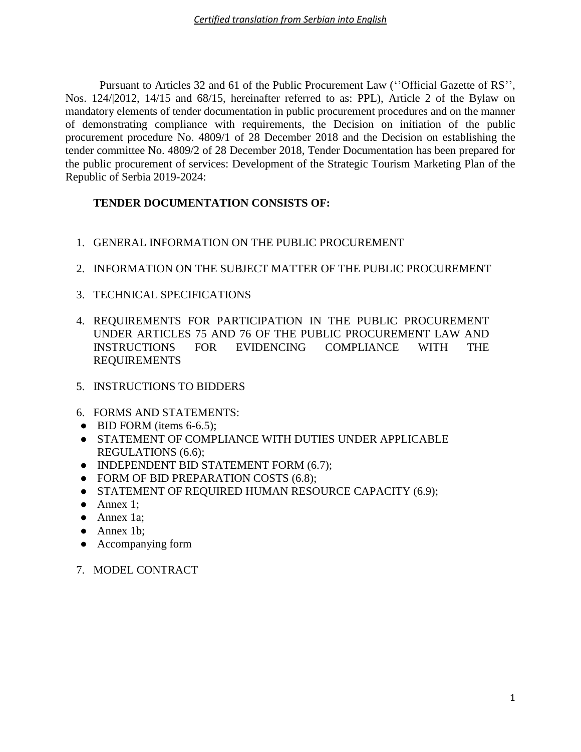*Certified translation from Serbian into English*

Pursuant to Articles 32 and 61 of the Public Procurement Law (''Official Gazette of RS'', Nos. 124/|2012, 14/15 and 68/15, hereinafter referred to as: PPL), Article 2 of the Bylaw on mandatory elements of tender documentation in public procurement procedures and on the manner of demonstrating compliance with requirements, the Decision on initiation of the public procurement procedure No. 4809/1 of 28 December 2018 and the Decision on establishing the tender committee No. 4809/2 of 28 December 2018, Tender Documentation has been prepared for the public procurement of services: Development of the Strategic Tourism Marketing Plan of the Republic of Serbia 2019-2024:

**TENDER DOCUMENTATION CONSISTS OF:**

1. GENERAL INFORMATION ON THE PUBLIC PROCUREMENT
2. INFORMATION ON THE SUBJECT MATTER OF THE PUBLIC PROCUREMENT
3. TECHNICAL SPECIFICATIONS
4. REQUIREMENTS FOR PARTICIPATION IN THE PUBLIC PROCUREMENT UNDER ARTICLES 75 AND 76 OF THE PUBLIC PROCUREMENT LAW AND INSTRUCTIONS FOR EVIDENCING COMPLIANCE WITH THE REQUIREMENTS
5. INSTRUCTIONS TO BIDDERS
6. FORMS AND STATEMENTS:
   - BID FORM (items 6-6.5);
   - STATEMENT OF COMPLIANCE WITH DUTIES UNDER APPLICABLE REGULATIONS (6.6);
   - INDEPENDENT BID STATEMENT FORM (6.7);
   - FORM OF BID PREPARATION COSTS (6.8);
   - STATEMENT OF REQUIRED HUMAN RESOURCE CAPACITY (6.9);
   - Annex 1;
   - Annex 1a;
   - Annex 1b;
   - Accompanying form
7. MODEL CONTRACT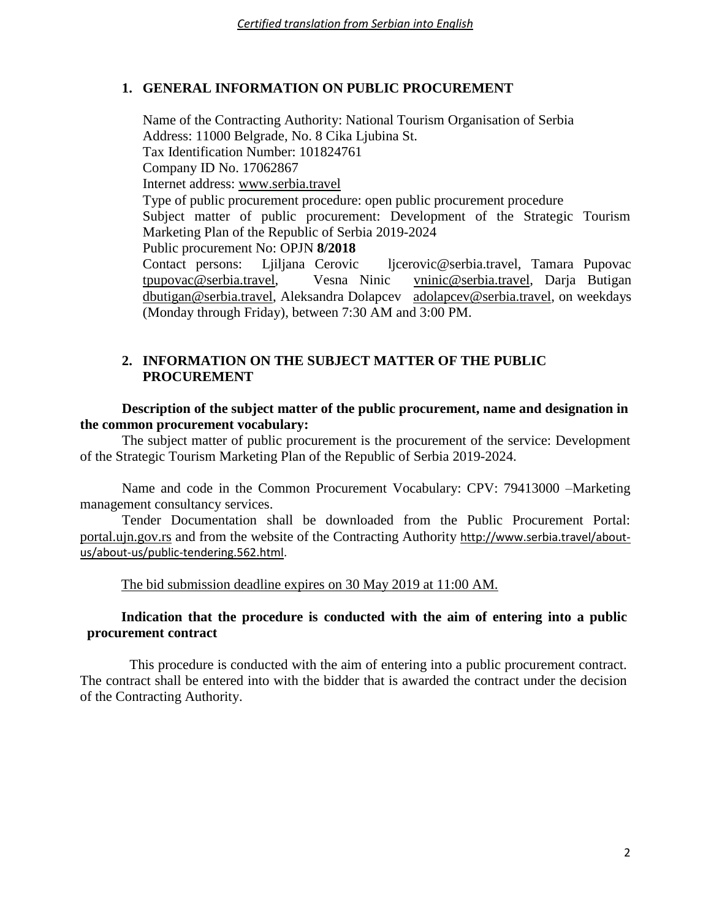## 1. GENERAL INFORMATION ON PUBLIC PROCUREMENT

Name of the Contracting Authority: National Tourism Organisation of Serbia
Address: 11000 Belgrade, No. 8 Cika Ljubina St.
Tax Identification Number: 101824761
Company ID No. 17062867
Internet address: www.serbia.travel
Type of public procurement procedure: open public procurement procedure
Subject matter of public procurement: Development of the Strategic Tourism Marketing Plan of the Republic of Serbia 2019-2024
Public procurement No: OPJN **8/2018**
Contact persons: Ljiljana Cerovic ljcerovic@serbia.travel, Tamara Pupovac tpupovac@serbia.travel, Vesna Ninic vninic@serbia.travel, Darja Butigan dbutigan@serbia.travel, Aleksandra Dolapcev adolapcev@serbia.travel, on weekdays (Monday through Friday), between 7:30 AM and 3:00 PM.

## 2. INFORMATION ON THE SUBJECT MATTER OF THE PUBLIC PROCUREMENT

**Description of the subject matter of the public procurement, name and designation in the common procurement vocabulary:**

The subject matter of public procurement is the procurement of the service: Development of the Strategic Tourism Marketing Plan of the Republic of Serbia 2019-2024.

Name and code in the Common Procurement Vocabulary: CPV: 79413000 –Marketing management consultancy services.

Tender Documentation shall be downloaded from the Public Procurement Portal: portal.ujn.gov.rs and from the website of the Contracting Authority http://www.serbia.travel/about-us/about-us/public-tendering.562.html.

The bid submission deadline expires on 30 May 2019 at 11:00 AM.

**Indication that the procedure is conducted with the aim of entering into a public procurement contract**

This procedure is conducted with the aim of entering into a public procurement contract. The contract shall be entered into with the bidder that is awarded the contract under the decision of the Contracting Authority.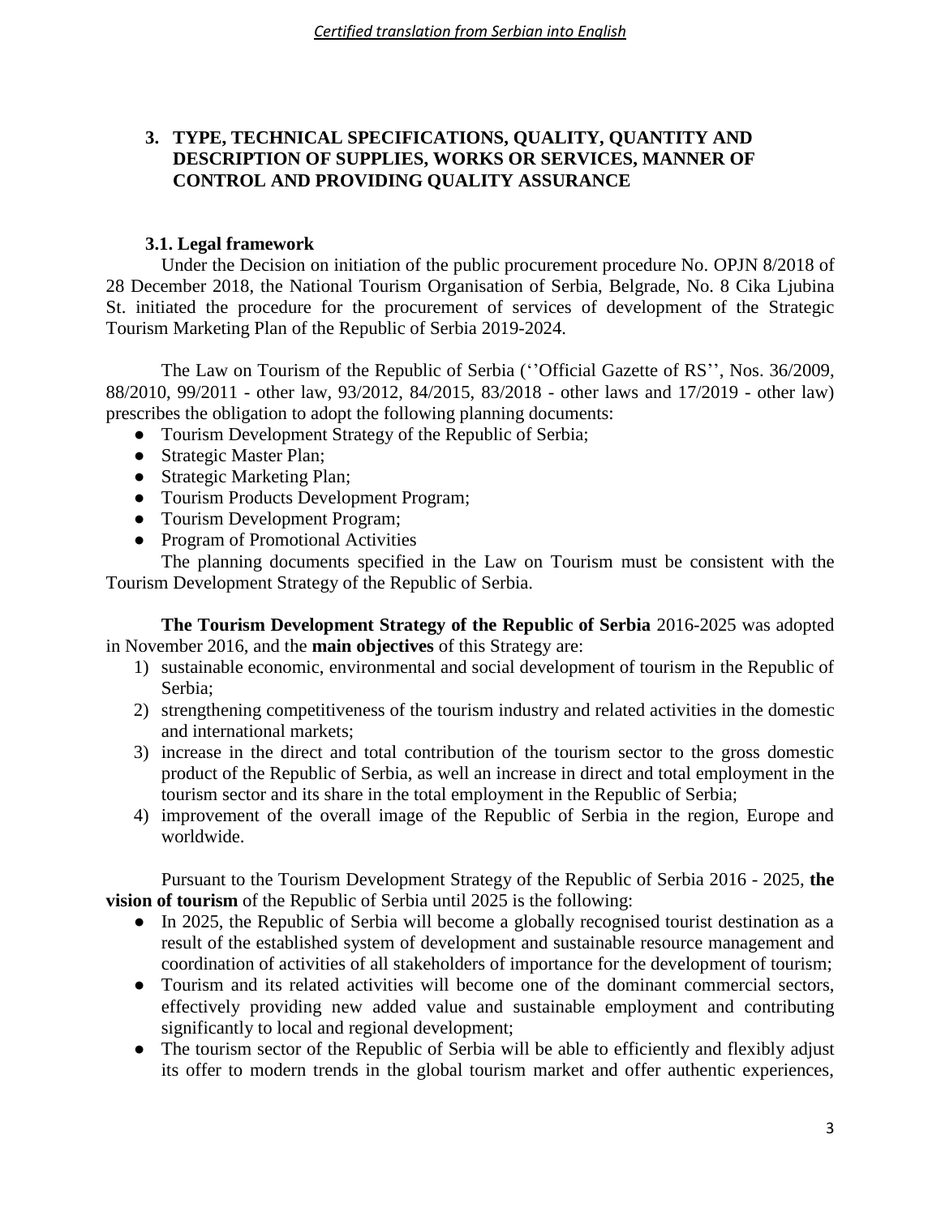## 3. TYPE, TECHNICAL SPECIFICATIONS, QUALITY, QUANTITY AND DESCRIPTION OF SUPPLIES, WORKS OR SERVICES, MANNER OF CONTROL AND PROVIDING QUALITY ASSURANCE

### 3.1. Legal framework

Under the Decision on initiation of the public procurement procedure No. OPJN 8/2018 of 28 December 2018, the National Tourism Organisation of Serbia, Belgrade, No. 8 Cika Ljubina St. initiated the procedure for the procurement of services of development of the Strategic Tourism Marketing Plan of the Republic of Serbia 2019-2024.

The Law on Tourism of the Republic of Serbia (''Official Gazette of RS'', Nos. 36/2009, 88/2010, 99/2011 - other law, 93/2012, 84/2015, 83/2018 - other laws and 17/2019 - other law) prescribes the obligation to adopt the following planning documents:

- Tourism Development Strategy of the Republic of Serbia;
- Strategic Master Plan;
- Strategic Marketing Plan;
- Tourism Products Development Program;
- Tourism Development Program;
- Program of Promotional Activities

The planning documents specified in the Law on Tourism must be consistent with the Tourism Development Strategy of the Republic of Serbia.

**The Tourism Development Strategy of the Republic of Serbia** 2016-2025 was adopted in November 2016, and the **main objectives** of this Strategy are:

1) sustainable economic, environmental and social development of tourism in the Republic of Serbia;
2) strengthening competitiveness of the tourism industry and related activities in the domestic and international markets;
3) increase in the direct and total contribution of the tourism sector to the gross domestic product of the Republic of Serbia, as well an increase in direct and total employment in the tourism sector and its share in the total employment in the Republic of Serbia;
4) improvement of the overall image of the Republic of Serbia in the region, Europe and worldwide.

Pursuant to the Tourism Development Strategy of the Republic of Serbia 2016 - 2025, **the vision of tourism** of the Republic of Serbia until 2025 is the following:

- In 2025, the Republic of Serbia will become a globally recognised tourist destination as a result of the established system of development and sustainable resource management and coordination of activities of all stakeholders of importance for the development of tourism;
- Tourism and its related activities will become one of the dominant commercial sectors, effectively providing new added value and sustainable employment and contributing significantly to local and regional development;
- The tourism sector of the Republic of Serbia will be able to efficiently and flexibly adjust its offer to modern trends in the global tourism market and offer authentic experiences,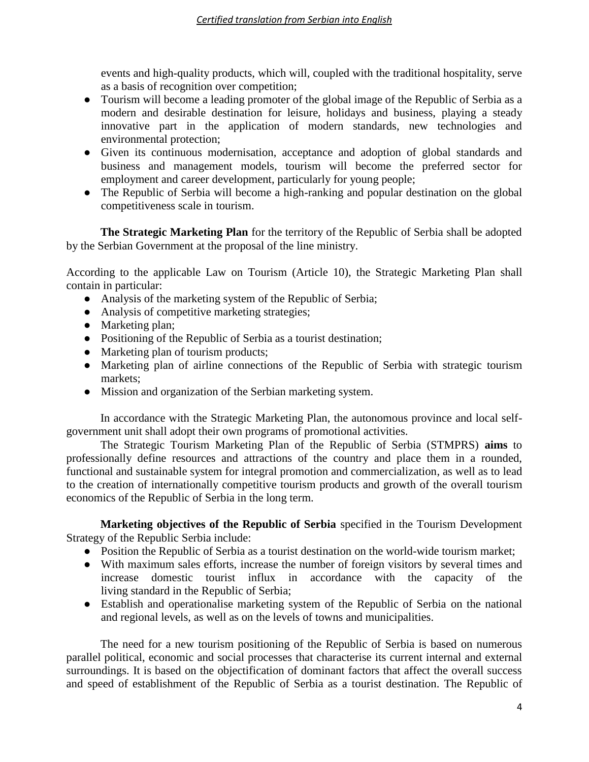events and high-quality products, which will, coupled with the traditional hospitality, serve as a basis of recognition over competition;

- Tourism will become a leading promoter of the global image of the Republic of Serbia as a modern and desirable destination for leisure, holidays and business, playing a steady innovative part in the application of modern standards, new technologies and environmental protection;
- Given its continuous modernisation, acceptance and adoption of global standards and business and management models, tourism will become the preferred sector for employment and career development, particularly for young people;
- The Republic of Serbia will become a high-ranking and popular destination on the global competitiveness scale in tourism.

**The Strategic Marketing Plan** for the territory of the Republic of Serbia shall be adopted by the Serbian Government at the proposal of the line ministry.

According to the applicable Law on Tourism (Article 10), the Strategic Marketing Plan shall contain in particular:

- Analysis of the marketing system of the Republic of Serbia;
- Analysis of competitive marketing strategies;
- Marketing plan;
- Positioning of the Republic of Serbia as a tourist destination;
- Marketing plan of tourism products;
- Marketing plan of airline connections of the Republic of Serbia with strategic tourism markets;
- Mission and organization of the Serbian marketing system.

In accordance with the Strategic Marketing Plan, the autonomous province and local self-government unit shall adopt their own programs of promotional activities.

The Strategic Tourism Marketing Plan of the Republic of Serbia (STMPRS) **aims** to professionally define resources and attractions of the country and place them in a rounded, functional and sustainable system for integral promotion and commercialization, as well as to lead to the creation of internationally competitive tourism products and growth of the overall tourism economics of the Republic of Serbia in the long term.

**Marketing objectives of the Republic of Serbia** specified in the Tourism Development Strategy of the Republic Serbia include:

- Position the Republic of Serbia as a tourist destination on the world-wide tourism market;
- With maximum sales efforts, increase the number of foreign visitors by several times and increase domestic tourist influx in accordance with the capacity of the living standard in the Republic of Serbia;
- Establish and operationalise marketing system of the Republic of Serbia on the national and regional levels, as well as on the levels of towns and municipalities.

The need for a new tourism positioning of the Republic of Serbia is based on numerous parallel political, economic and social processes that characterise its current internal and external surroundings. It is based on the objectification of dominant factors that affect the overall success and speed of establishment of the Republic of Serbia as a tourist destination. The Republic of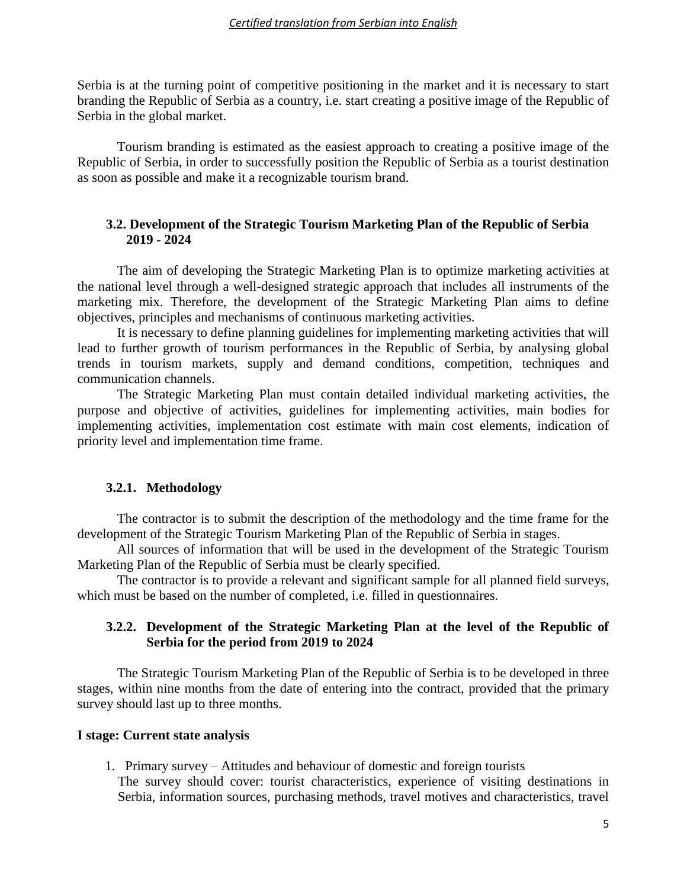Serbia is at the turning point of competitive positioning in the market and it is necessary to start branding the Republic of Serbia as a country, i.e. start creating a positive image of the Republic of Serbia in the global market.

Tourism branding is estimated as the easiest approach to creating a positive image of the Republic of Serbia, in order to successfully position the Republic of Serbia as a tourist destination as soon as possible and make it a recognizable tourism brand.

### 3.2. Development of the Strategic Tourism Marketing Plan of the Republic of Serbia 2019 - 2024

The aim of developing the Strategic Marketing Plan is to optimize marketing activities at the national level through a well-designed strategic approach that includes all instruments of the marketing mix. Therefore, the development of the Strategic Marketing Plan aims to define objectives, principles and mechanisms of continuous marketing activities.

It is necessary to define planning guidelines for implementing marketing activities that will lead to further growth of tourism performances in the Republic of Serbia, by analysing global trends in tourism markets, supply and demand conditions, competition, techniques and communication channels.

The Strategic Marketing Plan must contain detailed individual marketing activities, the purpose and objective of activities, guidelines for implementing activities, main bodies for implementing activities, implementation cost estimate with main cost elements, indication of priority level and implementation time frame.

#### 3.2.1. Methodology

The contractor is to submit the description of the methodology and the time frame for the development of the Strategic Tourism Marketing Plan of the Republic of Serbia in stages.

All sources of information that will be used in the development of the Strategic Tourism Marketing Plan of the Republic of Serbia must be clearly specified.

The contractor is to provide a relevant and significant sample for all planned field surveys, which must be based on the number of completed, i.e. filled in questionnaires.

#### 3.2.2. Development of the Strategic Marketing Plan at the level of the Republic of Serbia for the period from 2019 to 2024

The Strategic Tourism Marketing Plan of the Republic of Serbia is to be developed in three stages, within nine months from the date of entering into the contract, provided that the primary survey should last up to three months.

**I stage: Current state analysis**

1. Primary survey – Attitudes and behaviour of domestic and foreign tourists
   The survey should cover: tourist characteristics, experience of visiting destinations in Serbia, information sources, purchasing methods, travel motives and characteristics, travel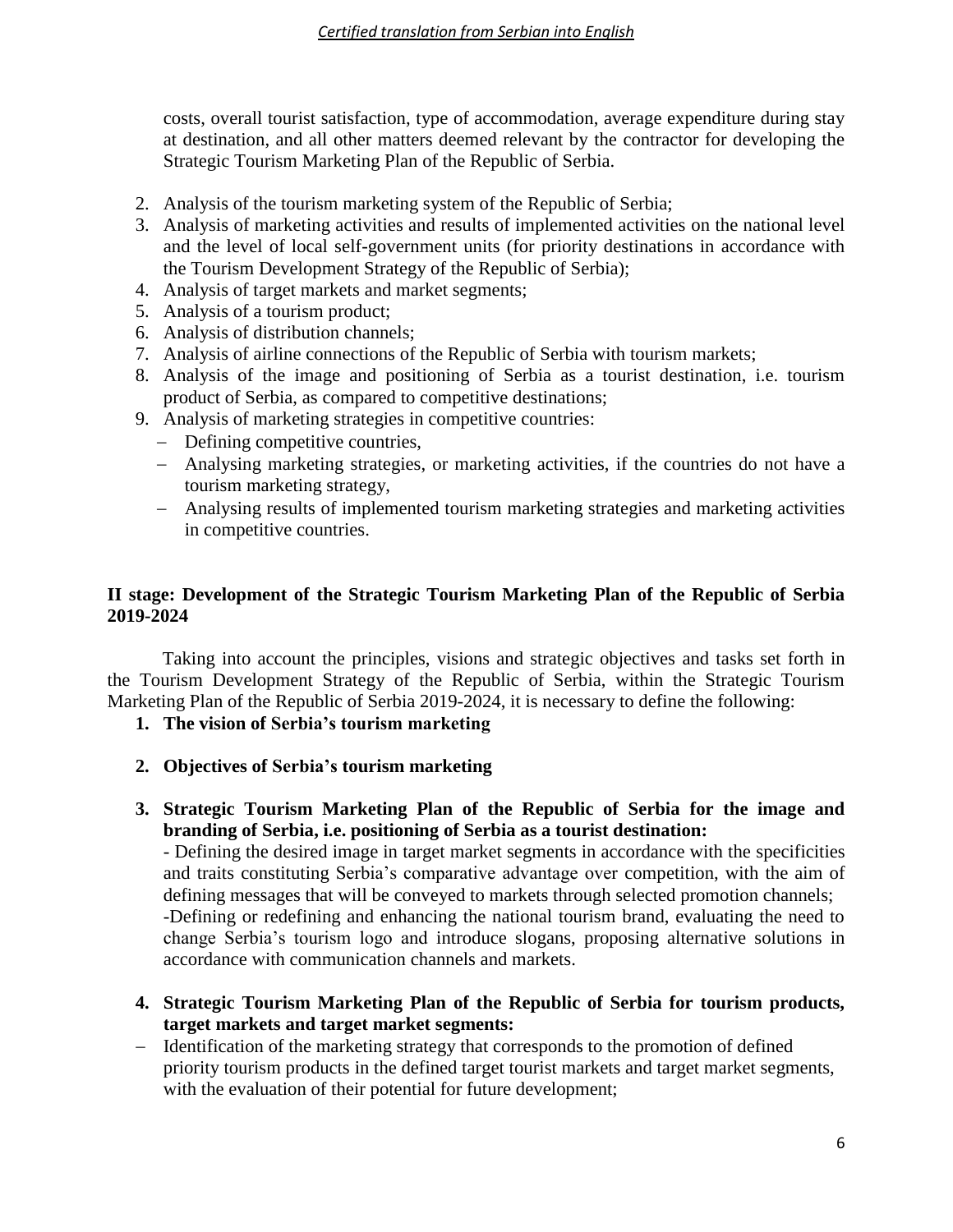costs, overall tourist satisfaction, type of accommodation, average expenditure during stay at destination, and all other matters deemed relevant by the contractor for developing the Strategic Tourism Marketing Plan of the Republic of Serbia.

2. Analysis of the tourism marketing system of the Republic of Serbia;
3. Analysis of marketing activities and results of implemented activities on the national level and the level of local self-government units (for priority destinations in accordance with the Tourism Development Strategy of the Republic of Serbia);
4. Analysis of target markets and market segments;
5. Analysis of a tourism product;
6. Analysis of distribution channels;
7. Analysis of airline connections of the Republic of Serbia with tourism markets;
8. Analysis of the image and positioning of Serbia as a tourist destination, i.e. tourism product of Serbia, as compared to competitive destinations;
9. Analysis of marketing strategies in competitive countries:
   - Defining competitive countries,
   - Analysing marketing strategies, or marketing activities, if the countries do not have a tourism marketing strategy,
   - Analysing results of implemented tourism marketing strategies and marketing activities in competitive countries.

**II stage: Development of the Strategic Tourism Marketing Plan of the Republic of Serbia 2019-2024**

Taking into account the principles, visions and strategic objectives and tasks set forth in the Tourism Development Strategy of the Republic of Serbia, within the Strategic Tourism Marketing Plan of the Republic of Serbia 2019-2024, it is necessary to define the following:

1. **The vision of Serbia's tourism marketing**

2. **Objectives of Serbia's tourism marketing**

3. **Strategic Tourism Marketing Plan of the Republic of Serbia for the image and branding of Serbia, i.e. positioning of Serbia as a tourist destination:**

   - Defining the desired image in target market segments in accordance with the specificities and traits constituting Serbia's comparative advantage over competition, with the aim of defining messages that will be conveyed to markets through selected promotion channels;

   -Defining or redefining and enhancing the national tourism brand, evaluating the need to change Serbia's tourism logo and introduce slogans, proposing alternative solutions in accordance with communication channels and markets.

4. **Strategic Tourism Marketing Plan of the Republic of Serbia for tourism products, target markets and target market segments:**

- Identification of the marketing strategy that corresponds to the promotion of defined priority tourism products in the defined target tourist markets and target market segments, with the evaluation of their potential for future development;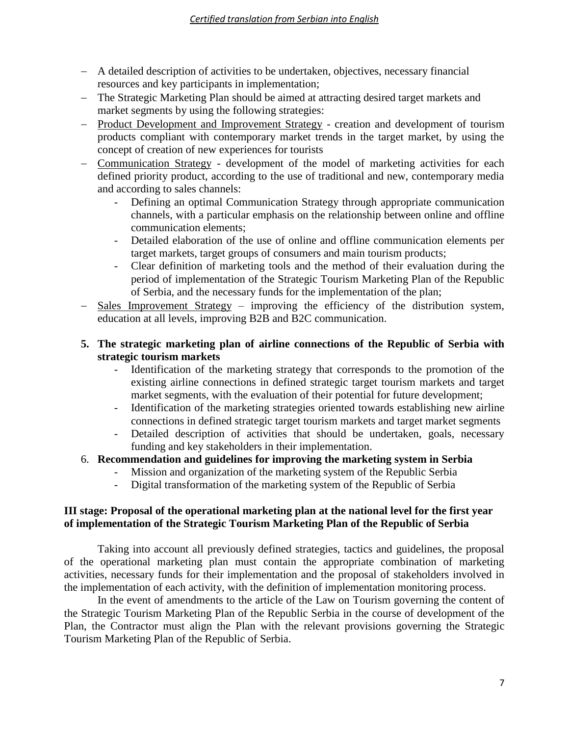- A detailed description of activities to be undertaken, objectives, necessary financial resources and key participants in implementation;
- The Strategic Marketing Plan should be aimed at attracting desired target markets and market segments by using the following strategies:
- Product Development and Improvement Strategy - creation and development of tourism products compliant with contemporary market trends in the target market, by using the concept of creation of new experiences for tourists
- Communication Strategy - development of the model of marketing activities for each defined priority product, according to the use of traditional and new, contemporary media and according to sales channels:
  - Defining an optimal Communication Strategy through appropriate communication channels, with a particular emphasis on the relationship between online and offline communication elements;
  - Detailed elaboration of the use of online and offline communication elements per target markets, target groups of consumers and main tourism products;
  - Clear definition of marketing tools and the method of their evaluation during the period of implementation of the Strategic Tourism Marketing Plan of the Republic of Serbia, and the necessary funds for the implementation of the plan;
- Sales Improvement Strategy – improving the efficiency of the distribution system, education at all levels, improving B2B and B2C communication.

5. **The strategic marketing plan of airline connections of the Republic of Serbia with strategic tourism markets**
   - Identification of the marketing strategy that corresponds to the promotion of the existing airline connections in defined strategic target tourism markets and target market segments, with the evaluation of their potential for future development;
   - Identification of the marketing strategies oriented towards establishing new airline connections in defined strategic target tourism markets and target market segments
   - Detailed description of activities that should be undertaken, goals, necessary funding and key stakeholders in their implementation.
6. **Recommendation and guidelines for improving the marketing system in Serbia**
   - Mission and organization of the marketing system of the Republic Serbia
   - Digital transformation of the marketing system of the Republic of Serbia

**III stage: Proposal of the operational marketing plan at the national level for the first year of implementation of the Strategic Tourism Marketing Plan of the Republic of Serbia**

Taking into account all previously defined strategies, tactics and guidelines, the proposal of the operational marketing plan must contain the appropriate combination of marketing activities, necessary funds for their implementation and the proposal of stakeholders involved in the implementation of each activity, with the definition of implementation monitoring process.

In the event of amendments to the article of the Law on Tourism governing the content of the Strategic Tourism Marketing Plan of the Republic Serbia in the course of development of the Plan, the Contractor must align the Plan with the relevant provisions governing the Strategic Tourism Marketing Plan of the Republic of Serbia.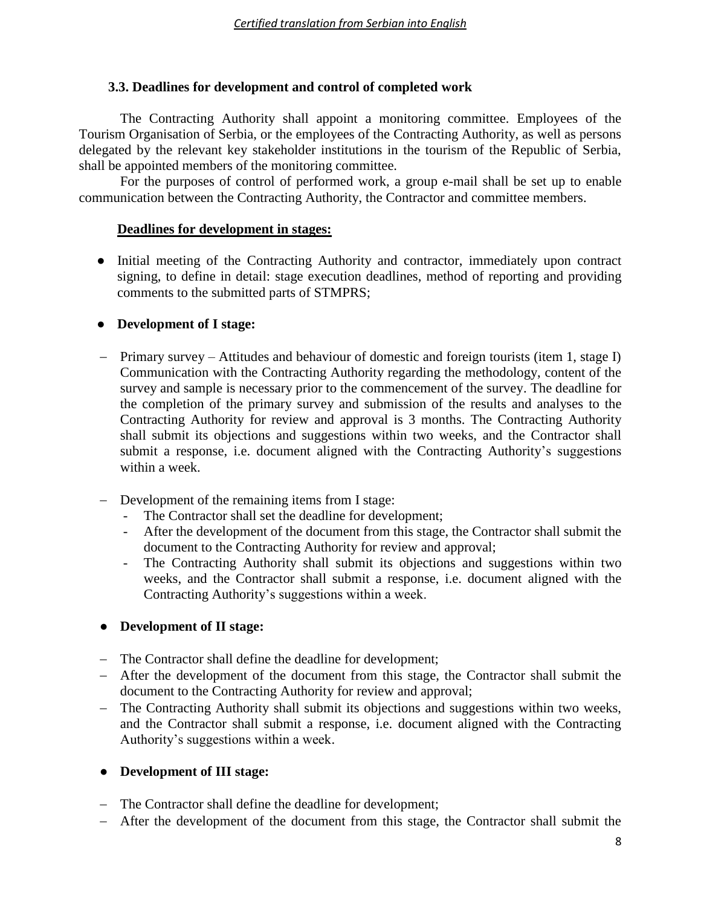### 3.3. Deadlines for development and control of completed work

The Contracting Authority shall appoint a monitoring committee. Employees of the Tourism Organisation of Serbia, or the employees of the Contracting Authority, as well as persons delegated by the relevant key stakeholder institutions in the tourism of the Republic of Serbia, shall be appointed members of the monitoring committee.

For the purposes of control of performed work, a group e-mail shall be set up to enable communication between the Contracting Authority, the Contractor and committee members.

**Deadlines for development in stages:**

- Initial meeting of the Contracting Authority and contractor, immediately upon contract signing, to define in detail: stage execution deadlines, method of reporting and providing comments to the submitted parts of STMPRS;

- **Development of I stage:**

  - Primary survey – Attitudes and behaviour of domestic and foreign tourists (item 1, stage I) Communication with the Contracting Authority regarding the methodology, content of the survey and sample is necessary prior to the commencement of the survey. The deadline for the completion of the primary survey and submission of the results and analyses to the Contracting Authority for review and approval is 3 months. The Contracting Authority shall submit its objections and suggestions within two weeks, and the Contractor shall submit a response, i.e. document aligned with the Contracting Authority's suggestions within a week.

  - Development of the remaining items from I stage:
    - The Contractor shall set the deadline for development;
    - After the development of the document from this stage, the Contractor shall submit the document to the Contracting Authority for review and approval;
    - The Contracting Authority shall submit its objections and suggestions within two weeks, and the Contractor shall submit a response, i.e. document aligned with the Contracting Authority's suggestions within a week.

- **Development of II stage:**

  - The Contractor shall define the deadline for development;
  - After the development of the document from this stage, the Contractor shall submit the document to the Contracting Authority for review and approval;
  - The Contracting Authority shall submit its objections and suggestions within two weeks, and the Contractor shall submit a response, i.e. document aligned with the Contracting Authority's suggestions within a week.

- **Development of III stage:**

  - The Contractor shall define the deadline for development;
  - After the development of the document from this stage, the Contractor shall submit the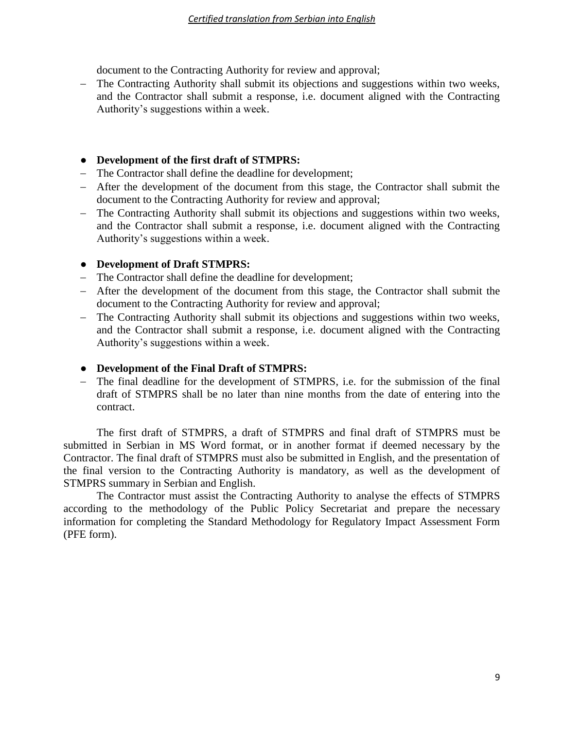document to the Contracting Authority for review and approval;

- The Contracting Authority shall submit its objections and suggestions within two weeks, and the Contractor shall submit a response, i.e. document aligned with the Contracting Authority's suggestions within a week.

- **Development of the first draft of STMPRS:**
  - The Contractor shall define the deadline for development;
  - After the development of the document from this stage, the Contractor shall submit the document to the Contracting Authority for review and approval;
  - The Contracting Authority shall submit its objections and suggestions within two weeks, and the Contractor shall submit a response, i.e. document aligned with the Contracting Authority's suggestions within a week.

- **Development of Draft STMPRS:**
  - The Contractor shall define the deadline for development;
  - After the development of the document from this stage, the Contractor shall submit the document to the Contracting Authority for review and approval;
  - The Contracting Authority shall submit its objections and suggestions within two weeks, and the Contractor shall submit a response, i.e. document aligned with the Contracting Authority's suggestions within a week.

- **Development of the Final Draft of STMPRS:**
  - The final deadline for the development of STMPRS, i.e. for the submission of the final draft of STMPRS shall be no later than nine months from the date of entering into the contract.

The first draft of STMPRS, a draft of STMPRS and final draft of STMPRS must be submitted in Serbian in MS Word format, or in another format if deemed necessary by the Contractor. The final draft of STMPRS must also be submitted in English, and the presentation of the final version to the Contracting Authority is mandatory, as well as the development of STMPRS summary in Serbian and English.

The Contractor must assist the Contracting Authority to analyse the effects of STMPRS according to the methodology of the Public Policy Secretariat and prepare the necessary information for completing the Standard Methodology for Regulatory Impact Assessment Form (PFE form).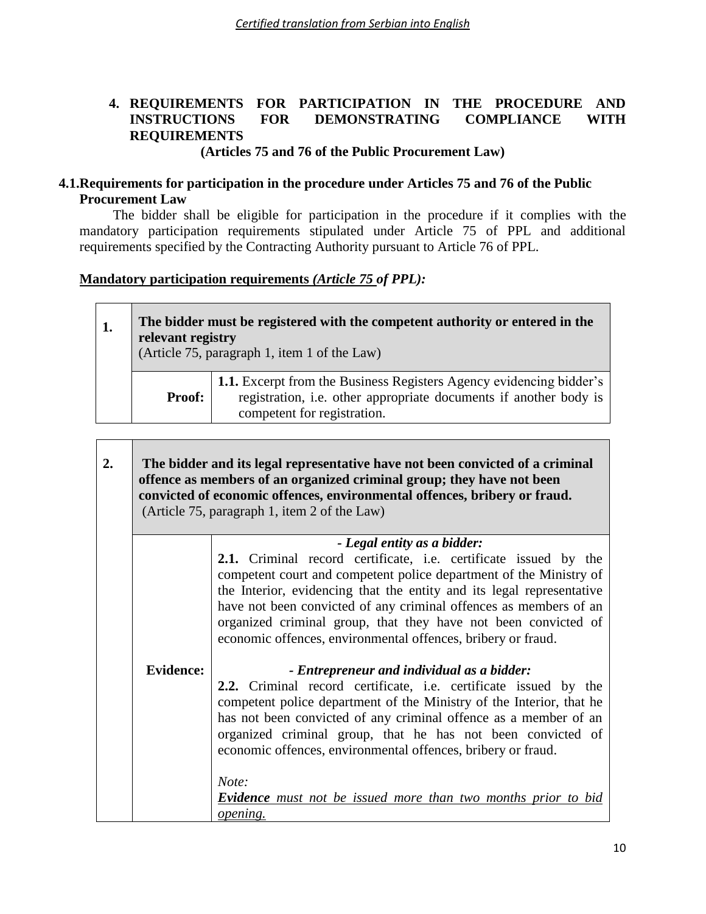*Certified translation from Serbian into English*

## 4. REQUIREMENTS FOR PARTICIPATION IN THE PROCEDURE AND INSTRUCTIONS FOR DEMONSTRATING COMPLIANCE WITH REQUIREMENTS

**(Articles 75 and 76 of the Public Procurement Law)**

### 4.1. Requirements for participation in the procedure under Articles 75 and 76 of the Public Procurement Law

The bidder shall be eligible for participation in the procedure if it complies with the mandatory participation requirements stipulated under Article 75 of PPL and additional requirements specified by the Contracting Authority pursuant to Article 76 of PPL.

**<u>Mandatory participation requirements *(Article 75 of PPL):*</u>**

| **1.** | **The bidder must be registered with the competent authority or entered in the relevant registry**<br>(Article 75, paragraph 1, item 1 of the Law) | |
|---|---|---|
| | **Proof:** | **1.1.** Excerpt from the Business Registers Agency evidencing bidder's registration, i.e. other appropriate documents if another body is competent for registration. |

| **2.** | **The bidder and its legal representative have not been convicted of a criminal offence as members of an organized criminal group; they have not been convicted of economic offences, environmental offences, bribery or fraud.**<br>(Article 75, paragraph 1, item 2 of the Law) | |
|---|---|---|
| | **Evidence:** | ***- Legal entity as a bidder:***<br>**2.1.** Criminal record certificate, i.e. certificate issued by the competent court and competent police department of the Ministry of the Interior, evidencing that the entity and its legal representative have not been convicted of any criminal offences as members of an organized criminal group, that they have not been convicted of economic offences, environmental offences, bribery or fraud.<br><br>***- Entrepreneur and individual as a bidder:***<br>**2.2.** Criminal record certificate, i.e. certificate issued by the competent police department of the Ministry of the Interior, that he has not been convicted of any criminal offence as a member of an organized criminal group, that he has not been convicted of economic offences, environmental offences, bribery or fraud.<br><br>*Note:*<br>***<u>Evidence</u>*** *<u>must not be issued more than two months prior to bid opening.</u>* |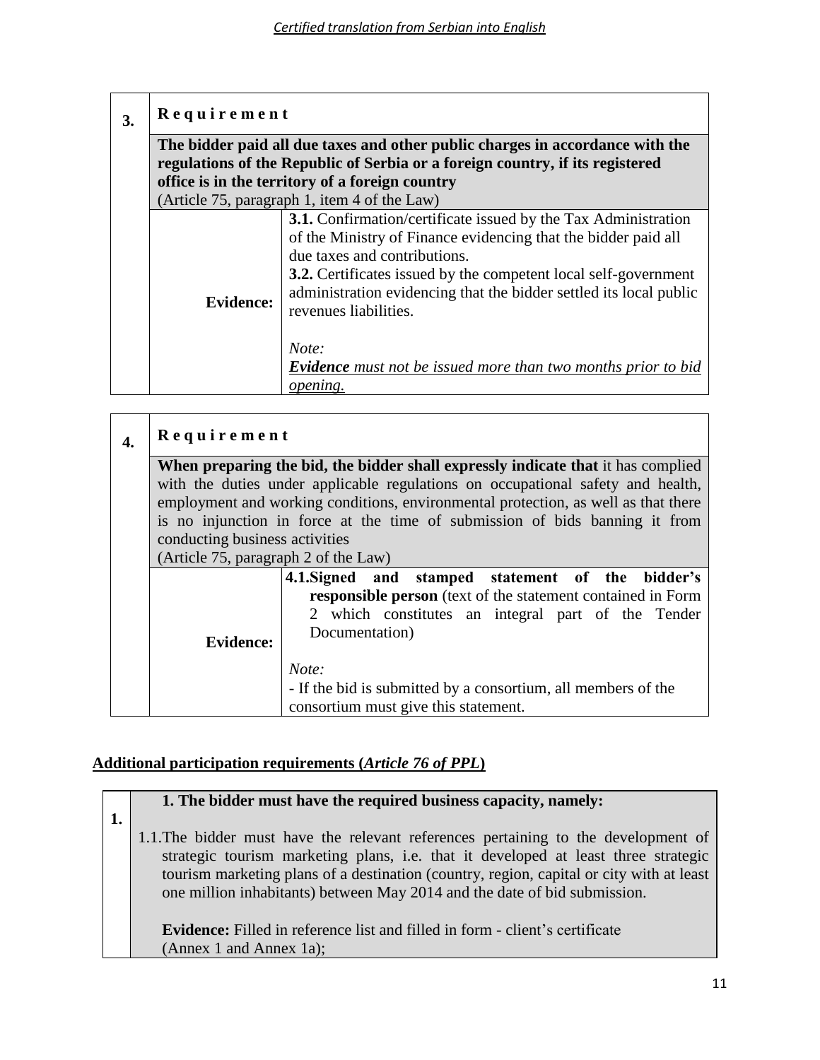| 3. | **R e q u i r e m e n t** | |
|---|---|---|
| | **The bidder paid all due taxes and other public charges in accordance with the regulations of the Republic of Serbia or a foreign country, if its registered office is in the territory of a foreign country**<br>(Article 75, paragraph 1, item 4 of the Law) | |
| | **Evidence:** | **3.1.** Confirmation/certificate issued by the Tax Administration of the Ministry of Finance evidencing that the bidder paid all due taxes and contributions.<br>**3.2.** Certificates issued by the competent local self-government administration evidencing that the bidder settled its local public revenues liabilities.<br><br>*Note:*<br>***Evidence** must not be issued more than two months prior to bid opening.* |

| 4. | **R e q u i r e m e n t** | |
|---|---|---|
| | **When preparing the bid, the bidder shall expressly indicate that** it has complied with the duties under applicable regulations on occupational safety and health, employment and working conditions, environmental protection, as well as that there is no injunction in force at the time of submission of bids banning it from conducting business activities<br>(Article 75, paragraph 2 of the Law) | |
| | **Evidence:** | **4.1.Signed and stamped statement of the bidder's responsible person** (text of the statement contained in Form 2 which constitutes an integral part of the Tender Documentation)<br><br>*Note:*<br>- If the bid is submitted by a consortium, all members of the consortium must give this statement. |

**Additional participation requirements (*Article 76 of PPL*)**

| 1. | **1. The bidder must have the required business capacity, namely:**<br><br>1.1.The bidder must have the relevant references pertaining to the development of strategic tourism marketing plans, i.e. that it developed at least three strategic tourism marketing plans of a destination (country, region, capital or city with at least one million inhabitants) between May 2014 and the date of bid submission.<br><br>**Evidence:** Filled in reference list and filled in form - client's certificate (Annex 1 and Annex 1a); |
|---|---|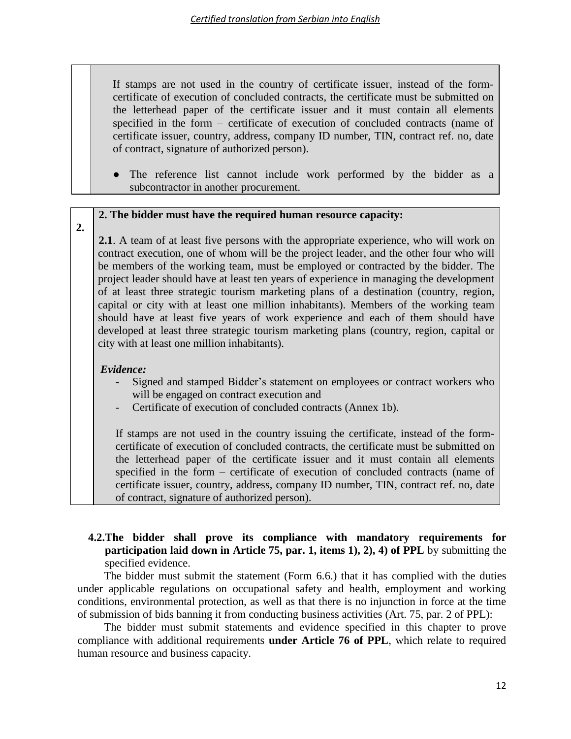*Certified translation from Serbian into English*

| | |
|---|---|
| | If stamps are not used in the country of certificate issuer, instead of the form-certificate of execution of concluded contracts, the certificate must be submitted on the letterhead paper of the certificate issuer and it must contain all elements specified in the form – certificate of execution of concluded contracts (name of certificate issuer, country, address, company ID number, TIN, contract ref. no, date of contract, signature of authorized person).<br><br>● The reference list cannot include work performed by the bidder as a subcontractor in another procurement. |

| | |
|---|---|
| **2.** | **2. The bidder must have the required human resource capacity:**<br><br>**2.1**. A team of at least five persons with the appropriate experience, who will work on contract execution, one of whom will be the project leader, and the other four who will be members of the working team, must be employed or contracted by the bidder. The project leader should have at least ten years of experience in managing the development of at least three strategic tourism marketing plans of a destination (country, region, capital or city with at least one million inhabitants). Members of the working team should have at least five years of work experience and each of them should have developed at least three strategic tourism marketing plans (country, region, capital or city with at least one million inhabitants).<br><br>***Evidence:***<br>- Signed and stamped Bidder's statement on employees or contract workers who will be engaged on contract execution and<br>- Certificate of execution of concluded contracts (Annex 1b).<br><br>If stamps are not used in the country issuing the certificate, instead of the form-certificate of execution of concluded contracts, the certificate must be submitted on the letterhead paper of the certificate issuer and it must contain all elements specified in the form – certificate of execution of concluded contracts (name of certificate issuer, country, address, company ID number, TIN, contract ref. no, date of contract, signature of authorized person). |

**4.2.The bidder shall prove its compliance with mandatory requirements for participation laid down in Article 75, par. 1, items 1), 2), 4) of PPL** by submitting the specified evidence.

The bidder must submit the statement (Form 6.6.) that it has complied with the duties under applicable regulations on occupational safety and health, employment and working conditions, environmental protection, as well as that there is no injunction in force at the time of submission of bids banning it from conducting business activities (Art. 75, par. 2 of PPL):

The bidder must submit statements and evidence specified in this chapter to prove compliance with additional requirements **under Article 76 of PPL**, which relate to required human resource and business capacity.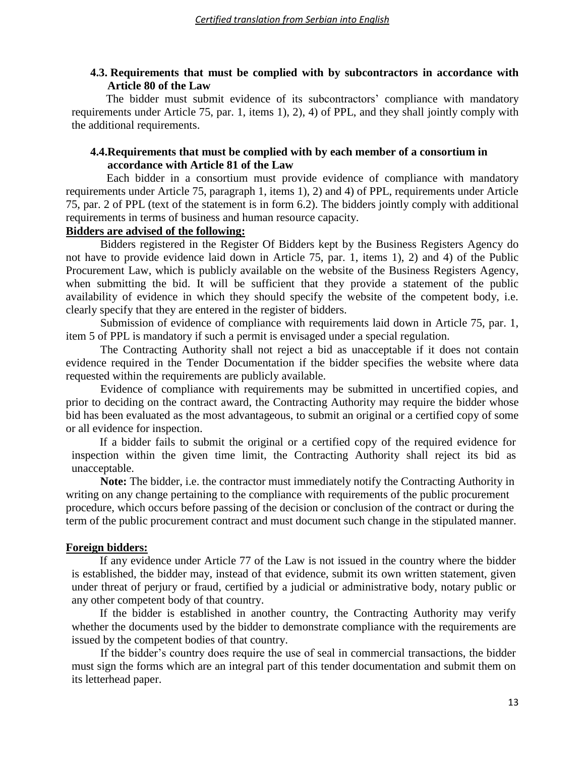### 4.3. Requirements that must be complied with by subcontractors in accordance with Article 80 of the Law

The bidder must submit evidence of its subcontractors' compliance with mandatory requirements under Article 75, par. 1, items 1), 2), 4) of PPL, and they shall jointly comply with the additional requirements.

### 4.4. Requirements that must be complied with by each member of a consortium in accordance with Article 81 of the Law

Each bidder in a consortium must provide evidence of compliance with mandatory requirements under Article 75, paragraph 1, items 1), 2) and 4) of PPL, requirements under Article 75, par. 2 of PPL (text of the statement is in form 6.2). The bidders jointly comply with additional requirements in terms of business and human resource capacity.

**Bidders are advised of the following:**

Bidders registered in the Register Of Bidders kept by the Business Registers Agency do not have to provide evidence laid down in Article 75, par. 1, items 1), 2) and 4) of the Public Procurement Law, which is publicly available on the website of the Business Registers Agency, when submitting the bid. It will be sufficient that they provide a statement of the public availability of evidence in which they should specify the website of the competent body, i.e. clearly specify that they are entered in the register of bidders.

Submission of evidence of compliance with requirements laid down in Article 75, par. 1, item 5 of PPL is mandatory if such a permit is envisaged under a special regulation.

The Contracting Authority shall not reject a bid as unacceptable if it does not contain evidence required in the Tender Documentation if the bidder specifies the website where data requested within the requirements are publicly available.

Evidence of compliance with requirements may be submitted in uncertified copies, and prior to deciding on the contract award, the Contracting Authority may require the bidder whose bid has been evaluated as the most advantageous, to submit an original or a certified copy of some or all evidence for inspection.

If a bidder fails to submit the original or a certified copy of the required evidence for inspection within the given time limit, the Contracting Authority shall reject its bid as unacceptable.

**Note:** The bidder, i.e. the contractor must immediately notify the Contracting Authority in writing on any change pertaining to the compliance with requirements of the public procurement procedure, which occurs before passing of the decision or conclusion of the contract or during the term of the public procurement contract and must document such change in the stipulated manner.

**Foreign bidders:**

If any evidence under Article 77 of the Law is not issued in the country where the bidder is established, the bidder may, instead of that evidence, submit its own written statement, given under threat of perjury or fraud, certified by a judicial or administrative body, notary public or any other competent body of that country.

If the bidder is established in another country, the Contracting Authority may verify whether the documents used by the bidder to demonstrate compliance with the requirements are issued by the competent bodies of that country.

If the bidder's country does require the use of seal in commercial transactions, the bidder must sign the forms which are an integral part of this tender documentation and submit them on its letterhead paper.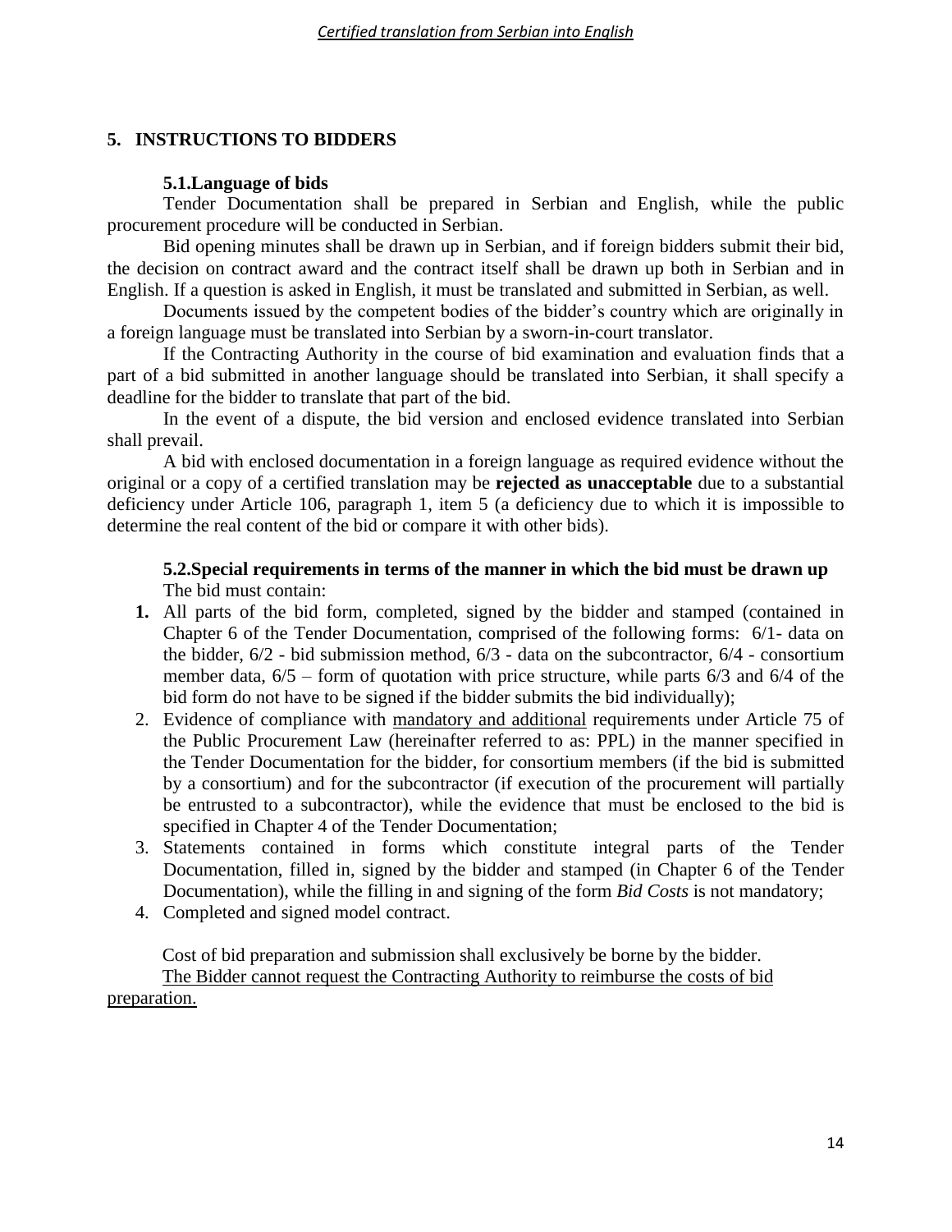## 5. INSTRUCTIONS TO BIDDERS

### 5.1. Language of bids

Tender Documentation shall be prepared in Serbian and English, while the public procurement procedure will be conducted in Serbian.

Bid opening minutes shall be drawn up in Serbian, and if foreign bidders submit their bid, the decision on contract award and the contract itself shall be drawn up both in Serbian and in English. If a question is asked in English, it must be translated and submitted in Serbian, as well.

Documents issued by the competent bodies of the bidder's country which are originally in a foreign language must be translated into Serbian by a sworn-in-court translator.

If the Contracting Authority in the course of bid examination and evaluation finds that a part of a bid submitted in another language should be translated into Serbian, it shall specify a deadline for the bidder to translate that part of the bid.

In the event of a dispute, the bid version and enclosed evidence translated into Serbian shall prevail.

A bid with enclosed documentation in a foreign language as required evidence without the original or a copy of a certified translation may be **rejected as unacceptable** due to a substantial deficiency under Article 106, paragraph 1, item 5 (a deficiency due to which it is impossible to determine the real content of the bid or compare it with other bids).

### 5.2. Special requirements in terms of the manner in which the bid must be drawn up

The bid must contain:

1. All parts of the bid form, completed, signed by the bidder and stamped (contained in Chapter 6 of the Tender Documentation, comprised of the following forms: 6/1- data on the bidder, 6/2 - bid submission method, 6/3 - data on the subcontractor, 6/4 - consortium member data, 6/5 – form of quotation with price structure, while parts 6/3 and 6/4 of the bid form do not have to be signed if the bidder submits the bid individually);
2. Evidence of compliance with <u>mandatory and additional</u> requirements under Article 75 of the Public Procurement Law (hereinafter referred to as: PPL) in the manner specified in the Tender Documentation for the bidder, for consortium members (if the bid is submitted by a consortium) and for the subcontractor (if execution of the procurement will partially be entrusted to a subcontractor), while the evidence that must be enclosed to the bid is specified in Chapter 4 of the Tender Documentation;
3. Statements contained in forms which constitute integral parts of the Tender Documentation, filled in, signed by the bidder and stamped (in Chapter 6 of the Tender Documentation), while the filling in and signing of the form *Bid Costs* is not mandatory;
4. Completed and signed model contract.

Cost of bid preparation and submission shall exclusively be borne by the bidder.

<u>The Bidder cannot request the Contracting Authority to reimburse the costs of bid preparation.</u>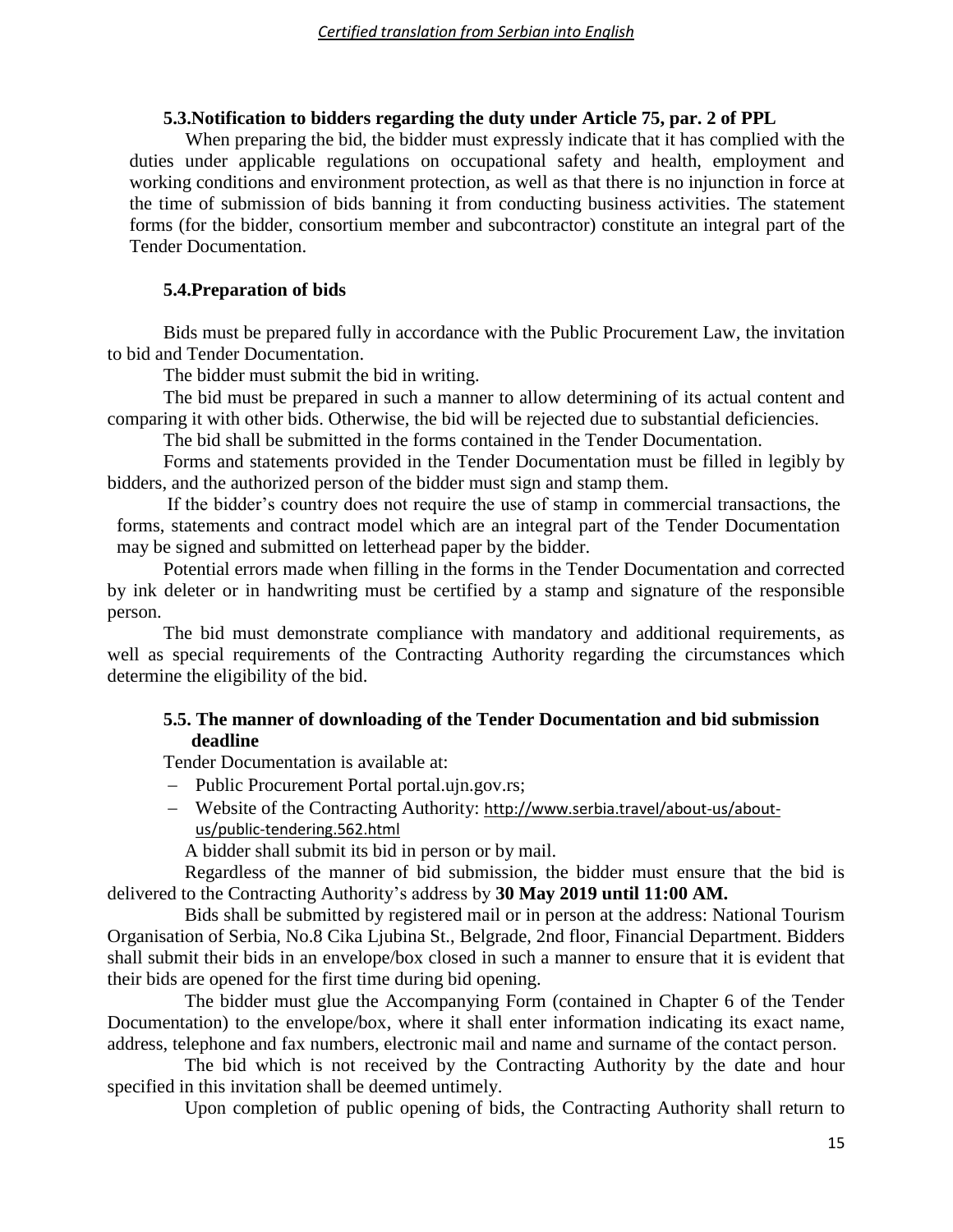### 5.3. Notification to bidders regarding the duty under Article 75, par. 2 of PPL

When preparing the bid, the bidder must expressly indicate that it has complied with the duties under applicable regulations on occupational safety and health, employment and working conditions and environment protection, as well as that there is no injunction in force at the time of submission of bids banning it from conducting business activities. The statement forms (for the bidder, consortium member and subcontractor) constitute an integral part of the Tender Documentation.

### 5.4. Preparation of bids

Bids must be prepared fully in accordance with the Public Procurement Law, the invitation to bid and Tender Documentation.

The bidder must submit the bid in writing.

The bid must be prepared in such a manner to allow determining of its actual content and comparing it with other bids. Otherwise, the bid will be rejected due to substantial deficiencies.

The bid shall be submitted in the forms contained in the Tender Documentation.

Forms and statements provided in the Tender Documentation must be filled in legibly by bidders, and the authorized person of the bidder must sign and stamp them.

If the bidder's country does not require the use of stamp in commercial transactions, the forms, statements and contract model which are an integral part of the Tender Documentation may be signed and submitted on letterhead paper by the bidder.

Potential errors made when filling in the forms in the Tender Documentation and corrected by ink deleter or in handwriting must be certified by a stamp and signature of the responsible person.

The bid must demonstrate compliance with mandatory and additional requirements, as well as special requirements of the Contracting Authority regarding the circumstances which determine the eligibility of the bid.

### 5.5. The manner of downloading of the Tender Documentation and bid submission deadline

Tender Documentation is available at:

- Public Procurement Portal portal.ujn.gov.rs;
- Website of the Contracting Authority: http://www.serbia.travel/about-us/about-us/public-tendering.562.html

A bidder shall submit its bid in person or by mail.

Regardless of the manner of bid submission, the bidder must ensure that the bid is delivered to the Contracting Authority's address by **30 May 2019 until 11:00 AM.**

Bids shall be submitted by registered mail or in person at the address: National Tourism Organisation of Serbia, No.8 Cika Ljubina St., Belgrade, 2nd floor, Financial Department. Bidders shall submit their bids in an envelope/box closed in such a manner to ensure that it is evident that their bids are opened for the first time during bid opening.

The bidder must glue the Accompanying Form (contained in Chapter 6 of the Tender Documentation) to the envelope/box, where it shall enter information indicating its exact name, address, telephone and fax numbers, electronic mail and name and surname of the contact person.

The bid which is not received by the Contracting Authority by the date and hour specified in this invitation shall be deemed untimely.

Upon completion of public opening of bids, the Contracting Authority shall return to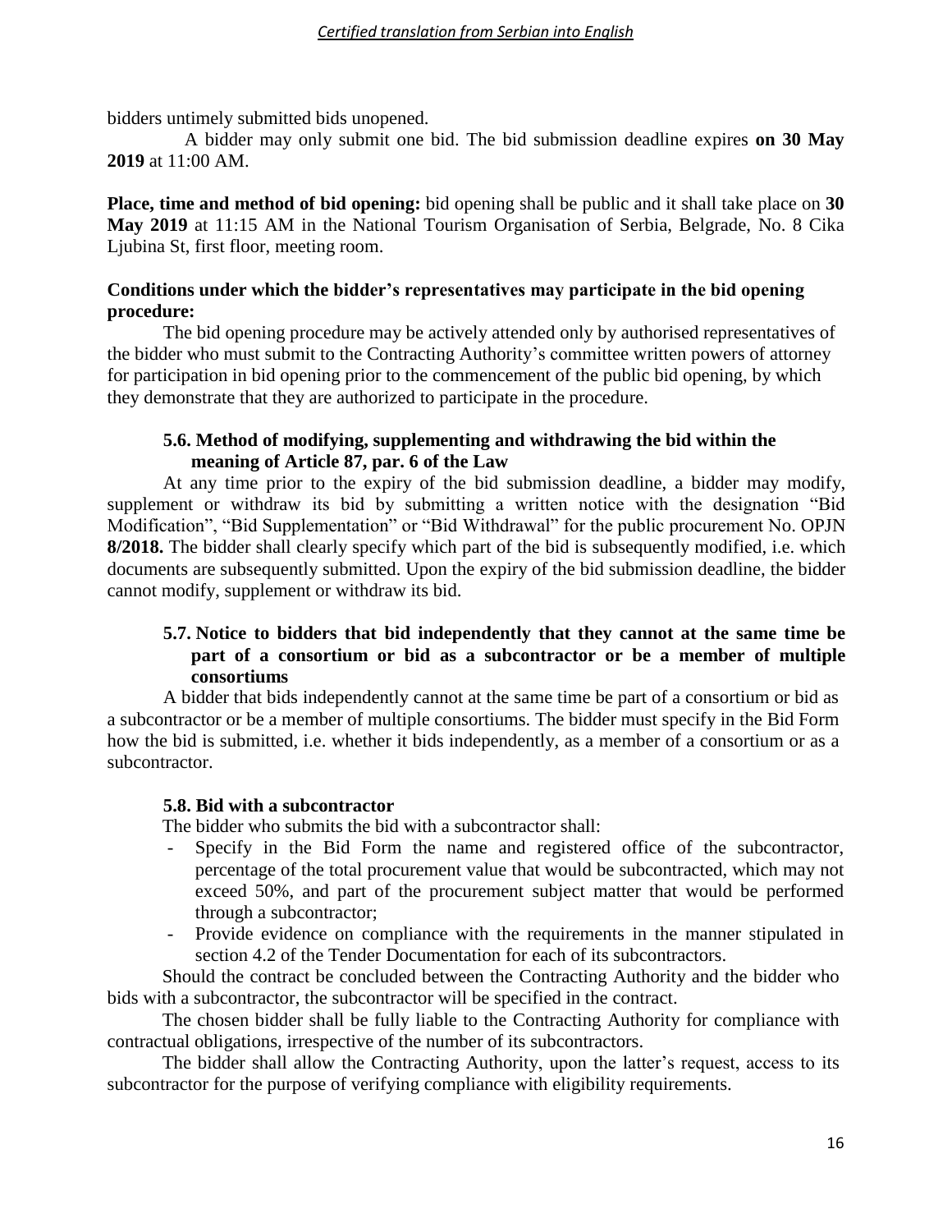bidders untimely submitted bids unopened.

A bidder may only submit one bid. The bid submission deadline expires **on 30 May 2019** at 11:00 AM.

**Place, time and method of bid opening:** bid opening shall be public and it shall take place on **30 May 2019** at 11:15 AM in the National Tourism Organisation of Serbia, Belgrade, No. 8 Cika Ljubina St, first floor, meeting room.

**Conditions under which the bidder's representatives may participate in the bid opening procedure:**

The bid opening procedure may be actively attended only by authorised representatives of the bidder who must submit to the Contracting Authority's committee written powers of attorney for participation in bid opening prior to the commencement of the public bid opening, by which they demonstrate that they are authorized to participate in the procedure.

### 5.6. Method of modifying, supplementing and withdrawing the bid within the meaning of Article 87, par. 6 of the Law

At any time prior to the expiry of the bid submission deadline, a bidder may modify, supplement or withdraw its bid by submitting a written notice with the designation "Bid Modification", "Bid Supplementation" or "Bid Withdrawal" for the public procurement No. OPJN **8/2018.** The bidder shall clearly specify which part of the bid is subsequently modified, i.e. which documents are subsequently submitted. Upon the expiry of the bid submission deadline, the bidder cannot modify, supplement or withdraw its bid.

### 5.7. Notice to bidders that bid independently that they cannot at the same time be part of a consortium or bid as a subcontractor or be a member of multiple consortiums

A bidder that bids independently cannot at the same time be part of a consortium or bid as a subcontractor or be a member of multiple consortiums. The bidder must specify in the Bid Form how the bid is submitted, i.e. whether it bids independently, as a member of a consortium or as a subcontractor.

### 5.8. Bid with a subcontractor

The bidder who submits the bid with a subcontractor shall:

- Specify in the Bid Form the name and registered office of the subcontractor, percentage of the total procurement value that would be subcontracted, which may not exceed 50%, and part of the procurement subject matter that would be performed through a subcontractor;
- Provide evidence on compliance with the requirements in the manner stipulated in section 4.2 of the Tender Documentation for each of its subcontractors.

Should the contract be concluded between the Contracting Authority and the bidder who bids with a subcontractor, the subcontractor will be specified in the contract.

The chosen bidder shall be fully liable to the Contracting Authority for compliance with contractual obligations, irrespective of the number of its subcontractors.

The bidder shall allow the Contracting Authority, upon the latter's request, access to its subcontractor for the purpose of verifying compliance with eligibility requirements.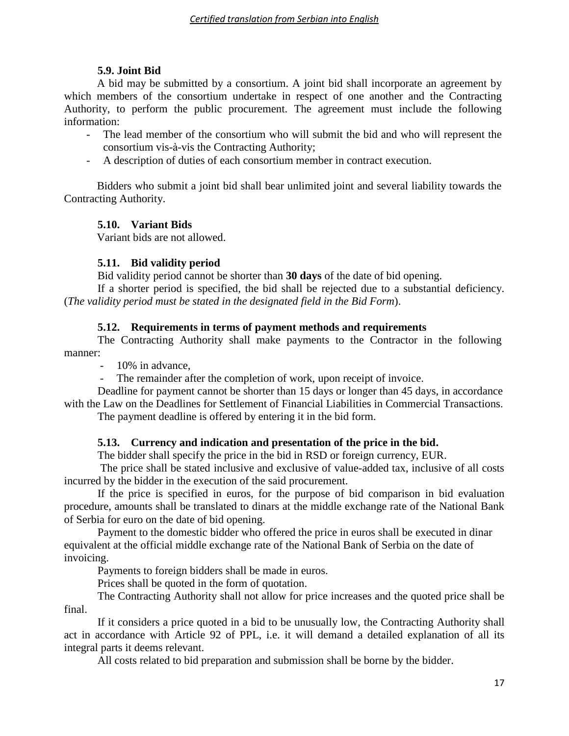### 5.9. Joint Bid

A bid may be submitted by a consortium. A joint bid shall incorporate an agreement by which members of the consortium undertake in respect of one another and the Contracting Authority, to perform the public procurement. The agreement must include the following information:

- The lead member of the consortium who will submit the bid and who will represent the consortium vis-à-vis the Contracting Authority;
- A description of duties of each consortium member in contract execution.

Bidders who submit a joint bid shall bear unlimited joint and several liability towards the Contracting Authority.

### 5.10. Variant Bids

Variant bids are not allowed.

### 5.11. Bid validity period

Bid validity period cannot be shorter than **30 days** of the date of bid opening.

If a shorter period is specified, the bid shall be rejected due to a substantial deficiency. (*The validity period must be stated in the designated field in the Bid Form*).

### 5.12. Requirements in terms of payment methods and requirements

The Contracting Authority shall make payments to the Contractor in the following manner:

- 10% in advance,
- The remainder after the completion of work, upon receipt of invoice.

Deadline for payment cannot be shorter than 15 days or longer than 45 days, in accordance with the Law on the Deadlines for Settlement of Financial Liabilities in Commercial Transactions.

The payment deadline is offered by entering it in the bid form.

### 5.13. Currency and indication and presentation of the price in the bid.

The bidder shall specify the price in the bid in RSD or foreign currency, EUR.

The price shall be stated inclusive and exclusive of value-added tax, inclusive of all costs incurred by the bidder in the execution of the said procurement.

If the price is specified in euros, for the purpose of bid comparison in bid evaluation procedure, amounts shall be translated to dinars at the middle exchange rate of the National Bank of Serbia for euro on the date of bid opening.

Payment to the domestic bidder who offered the price in euros shall be executed in dinar equivalent at the official middle exchange rate of the National Bank of Serbia on the date of invoicing.

Payments to foreign bidders shall be made in euros.

Prices shall be quoted in the form of quotation.

The Contracting Authority shall not allow for price increases and the quoted price shall be final.

If it considers a price quoted in a bid to be unusually low, the Contracting Authority shall act in accordance with Article 92 of PPL, i.e. it will demand a detailed explanation of all its integral parts it deems relevant.

All costs related to bid preparation and submission shall be borne by the bidder.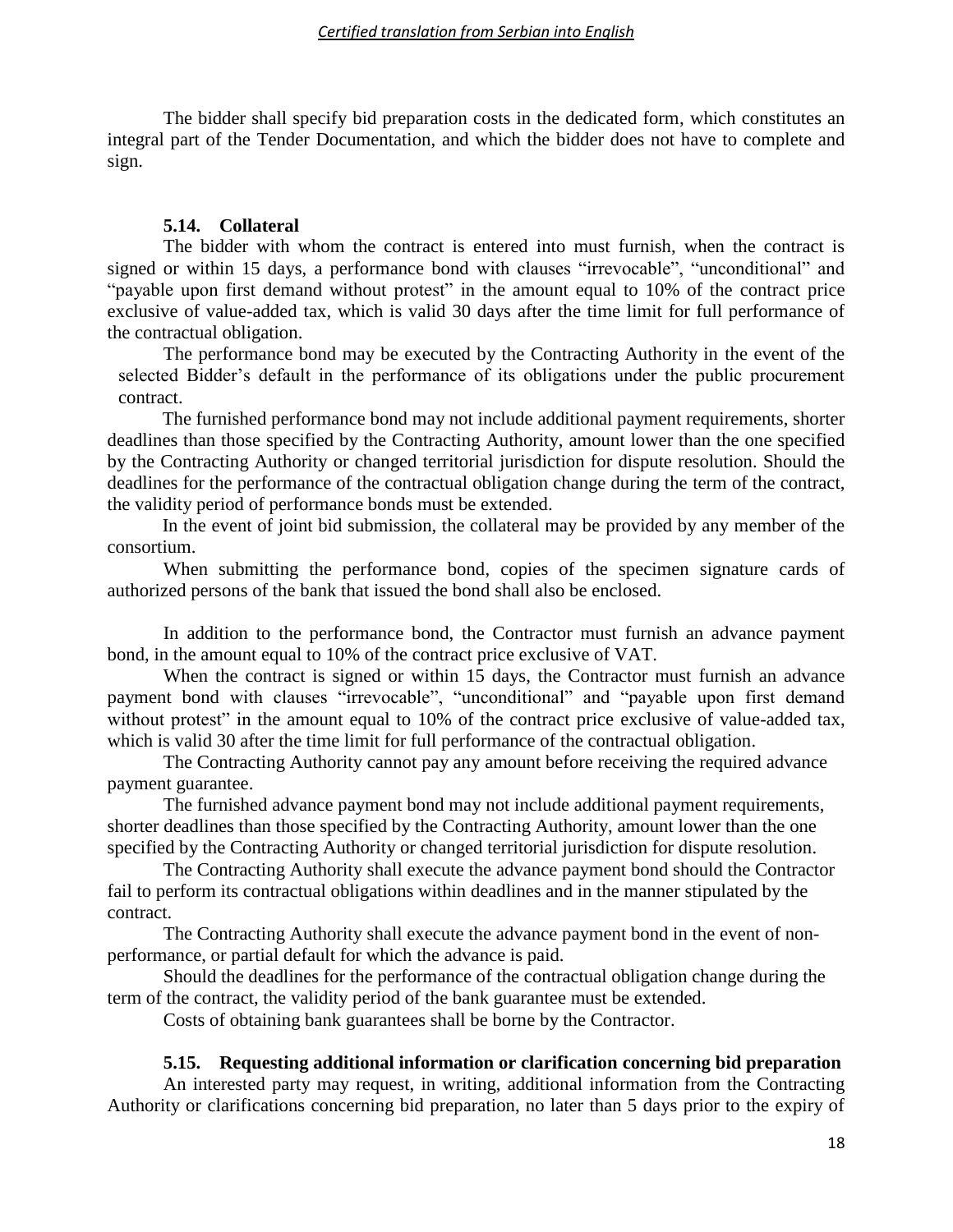The bidder shall specify bid preparation costs in the dedicated form, which constitutes an integral part of the Tender Documentation, and which the bidder does not have to complete and sign.

### 5.14. Collateral

The bidder with whom the contract is entered into must furnish, when the contract is signed or within 15 days, a performance bond with clauses "irrevocable", "unconditional" and "payable upon first demand without protest" in the amount equal to 10% of the contract price exclusive of value-added tax, which is valid 30 days after the time limit for full performance of the contractual obligation.

The performance bond may be executed by the Contracting Authority in the event of the selected Bidder's default in the performance of its obligations under the public procurement contract.

The furnished performance bond may not include additional payment requirements, shorter deadlines than those specified by the Contracting Authority, amount lower than the one specified by the Contracting Authority or changed territorial jurisdiction for dispute resolution. Should the deadlines for the performance of the contractual obligation change during the term of the contract, the validity period of performance bonds must be extended.

In the event of joint bid submission, the collateral may be provided by any member of the consortium.

When submitting the performance bond, copies of the specimen signature cards of authorized persons of the bank that issued the bond shall also be enclosed.

In addition to the performance bond, the Contractor must furnish an advance payment bond, in the amount equal to 10% of the contract price exclusive of VAT.

When the contract is signed or within 15 days, the Contractor must furnish an advance payment bond with clauses "irrevocable", "unconditional" and "payable upon first demand without protest" in the amount equal to 10% of the contract price exclusive of value-added tax, which is valid 30 after the time limit for full performance of the contractual obligation.

The Contracting Authority cannot pay any amount before receiving the required advance payment guarantee.

The furnished advance payment bond may not include additional payment requirements, shorter deadlines than those specified by the Contracting Authority, amount lower than the one specified by the Contracting Authority or changed territorial jurisdiction for dispute resolution.

The Contracting Authority shall execute the advance payment bond should the Contractor fail to perform its contractual obligations within deadlines and in the manner stipulated by the contract.

The Contracting Authority shall execute the advance payment bond in the event of non-performance, or partial default for which the advance is paid.

Should the deadlines for the performance of the contractual obligation change during the term of the contract, the validity period of the bank guarantee must be extended.

Costs of obtaining bank guarantees shall be borne by the Contractor.

### 5.15. Requesting additional information or clarification concerning bid preparation

An interested party may request, in writing, additional information from the Contracting Authority or clarifications concerning bid preparation, no later than 5 days prior to the expiry of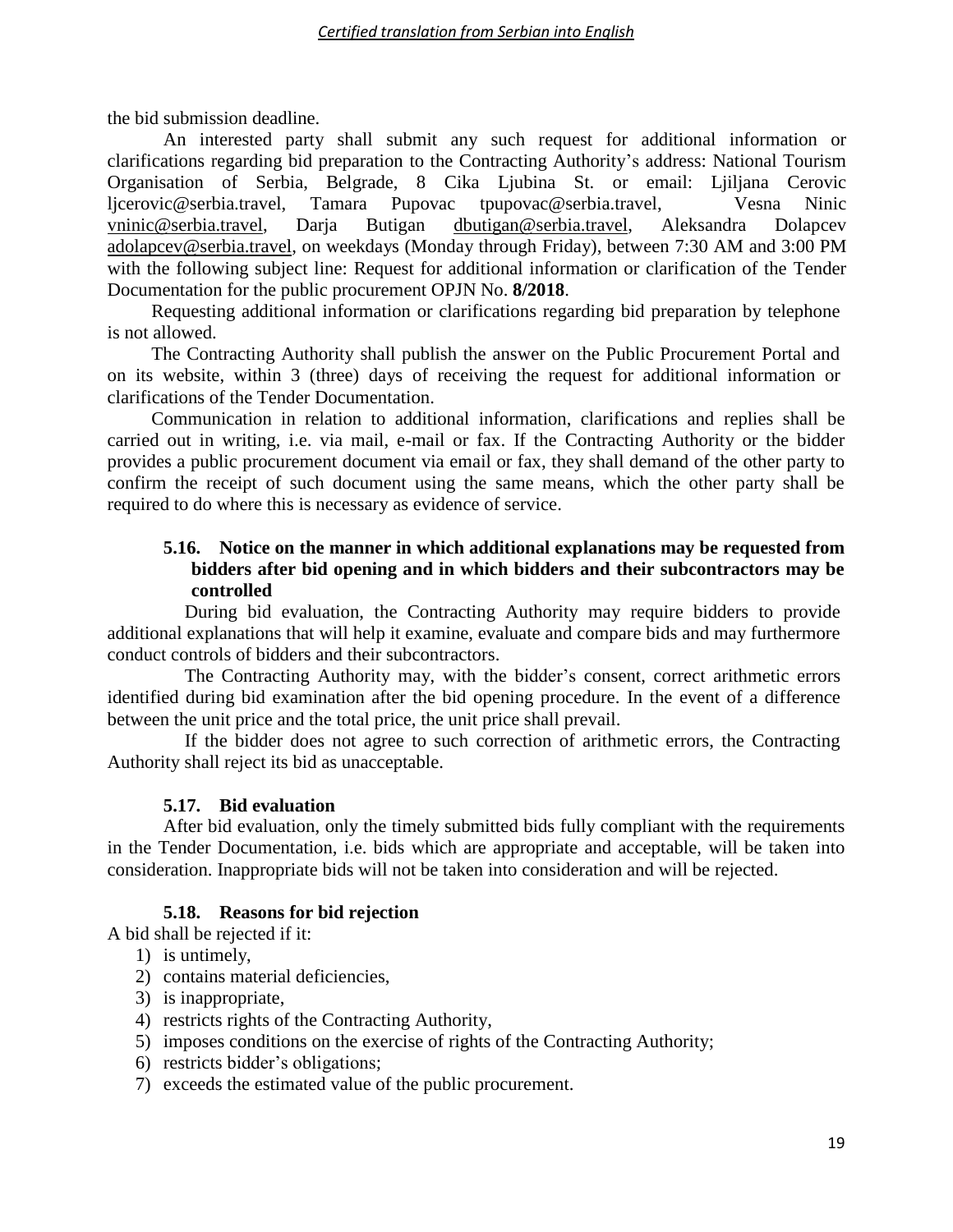the bid submission deadline.

An interested party shall submit any such request for additional information or clarifications regarding bid preparation to the Contracting Authority's address: National Tourism Organisation of Serbia, Belgrade, 8 Cika Ljubina St. or email: Ljiljana Cerovic ljcerovic@serbia.travel, Tamara Pupovac tpupovac@serbia.travel, Vesna Ninic vninic@serbia.travel, Darja Butigan dbutigan@serbia.travel, Aleksandra Dolapcev adolapcev@serbia.travel, on weekdays (Monday through Friday), between 7:30 AM and 3:00 PM with the following subject line: Request for additional information or clarification of the Tender Documentation for the public procurement OPJN No. **8/2018**.

Requesting additional information or clarifications regarding bid preparation by telephone is not allowed.

The Contracting Authority shall publish the answer on the Public Procurement Portal and on its website, within 3 (three) days of receiving the request for additional information or clarifications of the Tender Documentation.

Communication in relation to additional information, clarifications and replies shall be carried out in writing, i.e. via mail, e-mail or fax. If the Contracting Authority or the bidder provides a public procurement document via email or fax, they shall demand of the other party to confirm the receipt of such document using the same means, which the other party shall be required to do where this is necessary as evidence of service.

### 5.16. Notice on the manner in which additional explanations may be requested from bidders after bid opening and in which bidders and their subcontractors may be controlled

During bid evaluation, the Contracting Authority may require bidders to provide additional explanations that will help it examine, evaluate and compare bids and may furthermore conduct controls of bidders and their subcontractors.

The Contracting Authority may, with the bidder's consent, correct arithmetic errors identified during bid examination after the bid opening procedure. In the event of a difference between the unit price and the total price, the unit price shall prevail.

If the bidder does not agree to such correction of arithmetic errors, the Contracting Authority shall reject its bid as unacceptable.

### 5.17. Bid evaluation

After bid evaluation, only the timely submitted bids fully compliant with the requirements in the Tender Documentation, i.e. bids which are appropriate and acceptable, will be taken into consideration. Inappropriate bids will not be taken into consideration and will be rejected.

### 5.18. Reasons for bid rejection

A bid shall be rejected if it:

1) is untimely,
2) contains material deficiencies,
3) is inappropriate,
4) restricts rights of the Contracting Authority,
5) imposes conditions on the exercise of rights of the Contracting Authority;
6) restricts bidder's obligations;
7) exceeds the estimated value of the public procurement.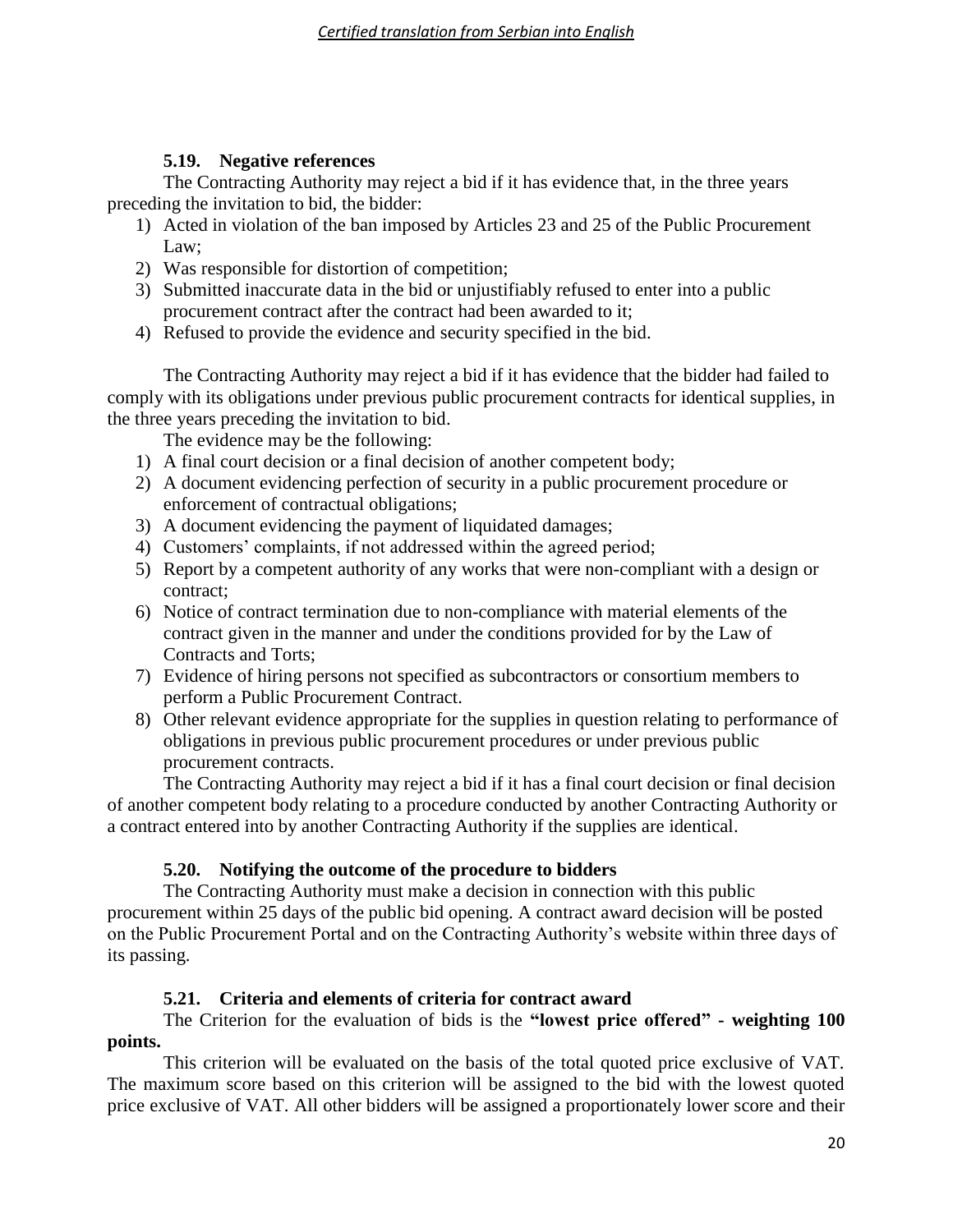### 5.19. Negative references

The Contracting Authority may reject a bid if it has evidence that, in the three years preceding the invitation to bid, the bidder:

1) Acted in violation of the ban imposed by Articles 23 and 25 of the Public Procurement Law;
2) Was responsible for distortion of competition;
3) Submitted inaccurate data in the bid or unjustifiably refused to enter into a public procurement contract after the contract had been awarded to it;
4) Refused to provide the evidence and security specified in the bid.

The Contracting Authority may reject a bid if it has evidence that the bidder had failed to comply with its obligations under previous public procurement contracts for identical supplies, in the three years preceding the invitation to bid.

The evidence may be the following:

1) A final court decision or a final decision of another competent body;
2) A document evidencing perfection of security in a public procurement procedure or enforcement of contractual obligations;
3) A document evidencing the payment of liquidated damages;
4) Customers' complaints, if not addressed within the agreed period;
5) Report by a competent authority of any works that were non-compliant with a design or contract;
6) Notice of contract termination due to non-compliance with material elements of the contract given in the manner and under the conditions provided for by the Law of Contracts and Torts;
7) Evidence of hiring persons not specified as subcontractors or consortium members to perform a Public Procurement Contract.
8) Other relevant evidence appropriate for the supplies in question relating to performance of obligations in previous public procurement procedures or under previous public procurement contracts.

The Contracting Authority may reject a bid if it has a final court decision or final decision of another competent body relating to a procedure conducted by another Contracting Authority or a contract entered into by another Contracting Authority if the supplies are identical.

### 5.20. Notifying the outcome of the procedure to bidders

The Contracting Authority must make a decision in connection with this public procurement within 25 days of the public bid opening. A contract award decision will be posted on the Public Procurement Portal and on the Contracting Authority's website within three days of its passing.

### 5.21. Criteria and elements of criteria for contract award

The Criterion for the evaluation of bids is the **"lowest price offered" - weighting 100 points.**

This criterion will be evaluated on the basis of the total quoted price exclusive of VAT. The maximum score based on this criterion will be assigned to the bid with the lowest quoted price exclusive of VAT. All other bidders will be assigned a proportionately lower score and their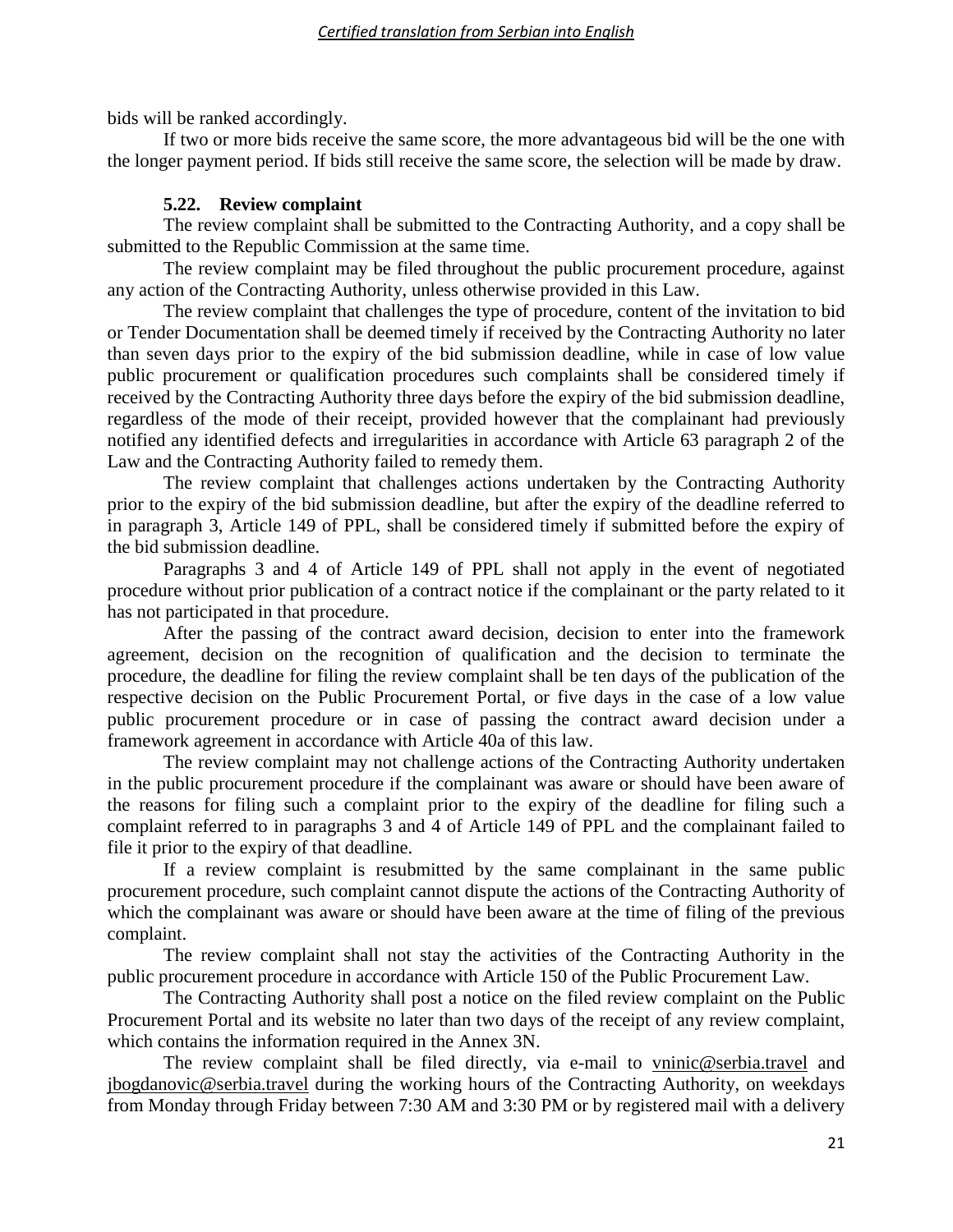bids will be ranked accordingly.

If two or more bids receive the same score, the more advantageous bid will be the one with the longer payment period. If bids still receive the same score, the selection will be made by draw.

### 5.22. Review complaint

The review complaint shall be submitted to the Contracting Authority, and a copy shall be submitted to the Republic Commission at the same time.

The review complaint may be filed throughout the public procurement procedure, against any action of the Contracting Authority, unless otherwise provided in this Law.

The review complaint that challenges the type of procedure, content of the invitation to bid or Tender Documentation shall be deemed timely if received by the Contracting Authority no later than seven days prior to the expiry of the bid submission deadline, while in case of low value public procurement or qualification procedures such complaints shall be considered timely if received by the Contracting Authority three days before the expiry of the bid submission deadline, regardless of the mode of their receipt, provided however that the complainant had previously notified any identified defects and irregularities in accordance with Article 63 paragraph 2 of the Law and the Contracting Authority failed to remedy them.

The review complaint that challenges actions undertaken by the Contracting Authority prior to the expiry of the bid submission deadline, but after the expiry of the deadline referred to in paragraph 3, Article 149 of PPL, shall be considered timely if submitted before the expiry of the bid submission deadline.

Paragraphs 3 and 4 of Article 149 of PPL shall not apply in the event of negotiated procedure without prior publication of a contract notice if the complainant or the party related to it has not participated in that procedure.

After the passing of the contract award decision, decision to enter into the framework agreement, decision on the recognition of qualification and the decision to terminate the procedure, the deadline for filing the review complaint shall be ten days of the publication of the respective decision on the Public Procurement Portal, or five days in the case of a low value public procurement procedure or in case of passing the contract award decision under a framework agreement in accordance with Article 40a of this law.

The review complaint may not challenge actions of the Contracting Authority undertaken in the public procurement procedure if the complainant was aware or should have been aware of the reasons for filing such a complaint prior to the expiry of the deadline for filing such a complaint referred to in paragraphs 3 and 4 of Article 149 of PPL and the complainant failed to file it prior to the expiry of that deadline.

If a review complaint is resubmitted by the same complainant in the same public procurement procedure, such complaint cannot dispute the actions of the Contracting Authority of which the complainant was aware or should have been aware at the time of filing of the previous complaint.

The review complaint shall not stay the activities of the Contracting Authority in the public procurement procedure in accordance with Article 150 of the Public Procurement Law.

The Contracting Authority shall post a notice on the filed review complaint on the Public Procurement Portal and its website no later than two days of the receipt of any review complaint, which contains the information required in the Annex 3N.

The review complaint shall be filed directly, via e-mail to vninic@serbia.travel and jbogdanovic@serbia.travel during the working hours of the Contracting Authority, on weekdays from Monday through Friday between 7:30 AM and 3:30 PM or by registered mail with a delivery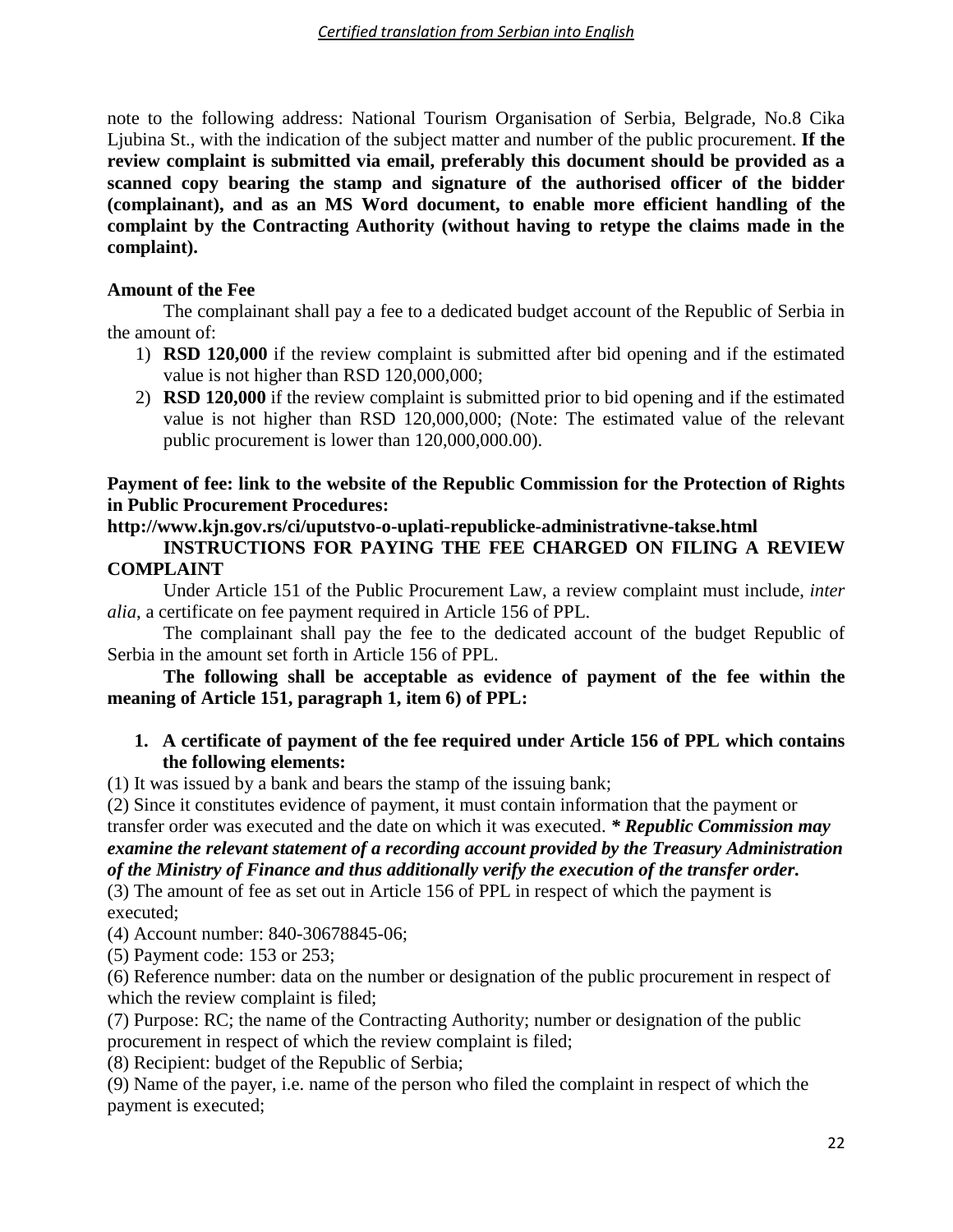note to the following address: National Tourism Organisation of Serbia, Belgrade, No.8 Cika Ljubina St., with the indication of the subject matter and number of the public procurement. **If the review complaint is submitted via email, preferably this document should be provided as a scanned copy bearing the stamp and signature of the authorised officer of the bidder (complainant), and as an MS Word document, to enable more efficient handling of the complaint by the Contracting Authority (without having to retype the claims made in the complaint).**

**Amount of the Fee**

The complainant shall pay a fee to a dedicated budget account of the Republic of Serbia in the amount of:

1) **RSD 120,000** if the review complaint is submitted after bid opening and if the estimated value is not higher than RSD 120,000,000;
2) **RSD 120,000** if the review complaint is submitted prior to bid opening and if the estimated value is not higher than RSD 120,000,000; (Note: The estimated value of the relevant public procurement is lower than 120,000,000.00).

**Payment of fee: link to the website of the Republic Commission for the Protection of Rights in Public Procurement Procedures:**

**http://www.kjn.gov.rs/ci/uputstvo-o-uplati-republicke-administrativne-takse.html**

**INSTRUCTIONS FOR PAYING THE FEE CHARGED ON FILING A REVIEW COMPLAINT**

Under Article 151 of the Public Procurement Law, a review complaint must include, *inter alia*, a certificate on fee payment required in Article 156 of PPL.

The complainant shall pay the fee to the dedicated account of the budget Republic of Serbia in the amount set forth in Article 156 of PPL.

**The following shall be acceptable as evidence of payment of the fee within the meaning of Article 151, paragraph 1, item 6) of PPL:**

1. **A certificate of payment of the fee required under Article 156 of PPL which contains the following elements:**

(1) It was issued by a bank and bears the stamp of the issuing bank;

(2) Since it constitutes evidence of payment, it must contain information that the payment or transfer order was executed and the date on which it was executed. ***\* Republic Commission may examine the relevant statement of a recording account provided by the Treasury Administration of the Ministry of Finance and thus additionally verify the execution of the transfer order.***

(3) The amount of fee as set out in Article 156 of PPL in respect of which the payment is executed;

(4) Account number: 840-30678845-06;

(5) Payment code: 153 or 253;

(6) Reference number: data on the number or designation of the public procurement in respect of which the review complaint is filed;

(7) Purpose: RC; the name of the Contracting Authority; number or designation of the public procurement in respect of which the review complaint is filed;

(8) Recipient: budget of the Republic of Serbia;

(9) Name of the payer, i.e. name of the person who filed the complaint in respect of which the payment is executed;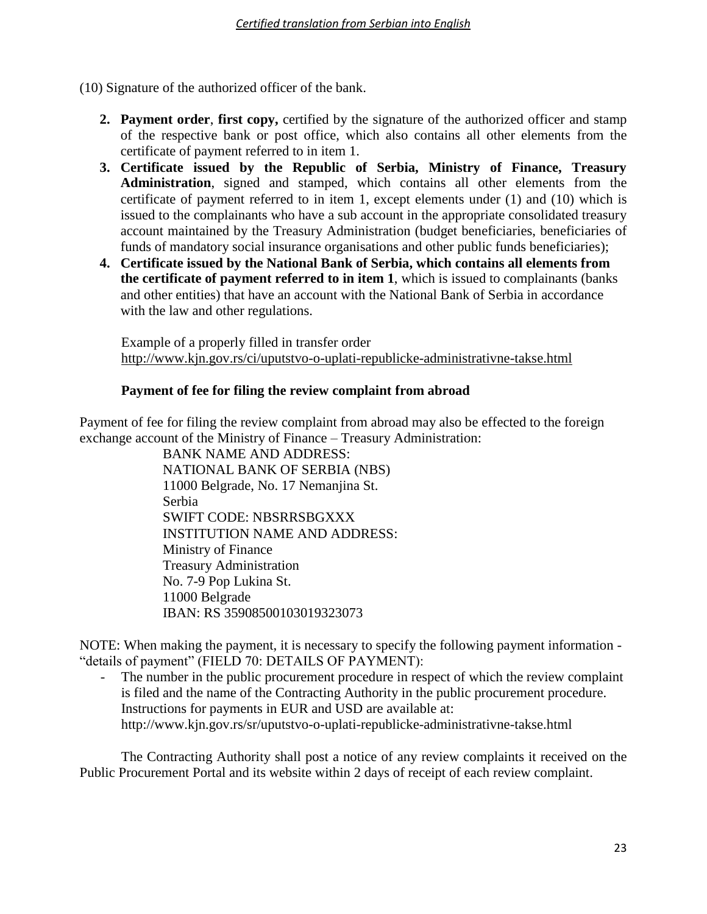(10) Signature of the authorized officer of the bank.

2. **Payment order**, **first copy,** certified by the signature of the authorized officer and stamp of the respective bank or post office, which also contains all other elements from the certificate of payment referred to in item 1.
3. **Certificate issued by the Republic of Serbia, Ministry of Finance, Treasury Administration**, signed and stamped, which contains all other elements from the certificate of payment referred to in item 1, except elements under (1) and (10) which is issued to the complainants who have a sub account in the appropriate consolidated treasury account maintained by the Treasury Administration (budget beneficiaries, beneficiaries of funds of mandatory social insurance organisations and other public funds beneficiaries);
4. **Certificate issued by the National Bank of Serbia, which contains all elements from the certificate of payment referred to in item 1**, which is issued to complainants (banks and other entities) that have an account with the National Bank of Serbia in accordance with the law and other regulations.

Example of a properly filled in transfer order
http://www.kjn.gov.rs/ci/uputstvo-o-uplati-republicke-administrativne-takse.html

**Payment of fee for filing the review complaint from abroad**

Payment of fee for filing the review complaint from abroad may also be effected to the foreign exchange account of the Ministry of Finance – Treasury Administration:

BANK NAME AND ADDRESS:
NATIONAL BANK OF SERBIA (NBS)
11000 Belgrade, No. 17 Nemanjina St.
Serbia
SWIFT CODE: NBSRRSBGXXX
INSTITUTION NAME AND ADDRESS:
Ministry of Finance
Treasury Administration
No. 7-9 Pop Lukina St.
11000 Belgrade
IBAN: RS 35908500103019323073

NOTE: When making the payment, it is necessary to specify the following payment information - "details of payment" (FIELD 70: DETAILS OF PAYMENT):

- The number in the public procurement procedure in respect of which the review complaint is filed and the name of the Contracting Authority in the public procurement procedure. Instructions for payments in EUR and USD are available at: http://www.kjn.gov.rs/sr/uputstvo-o-uplati-republicke-administrativne-takse.html

The Contracting Authority shall post a notice of any review complaints it received on the Public Procurement Portal and its website within 2 days of receipt of each review complaint.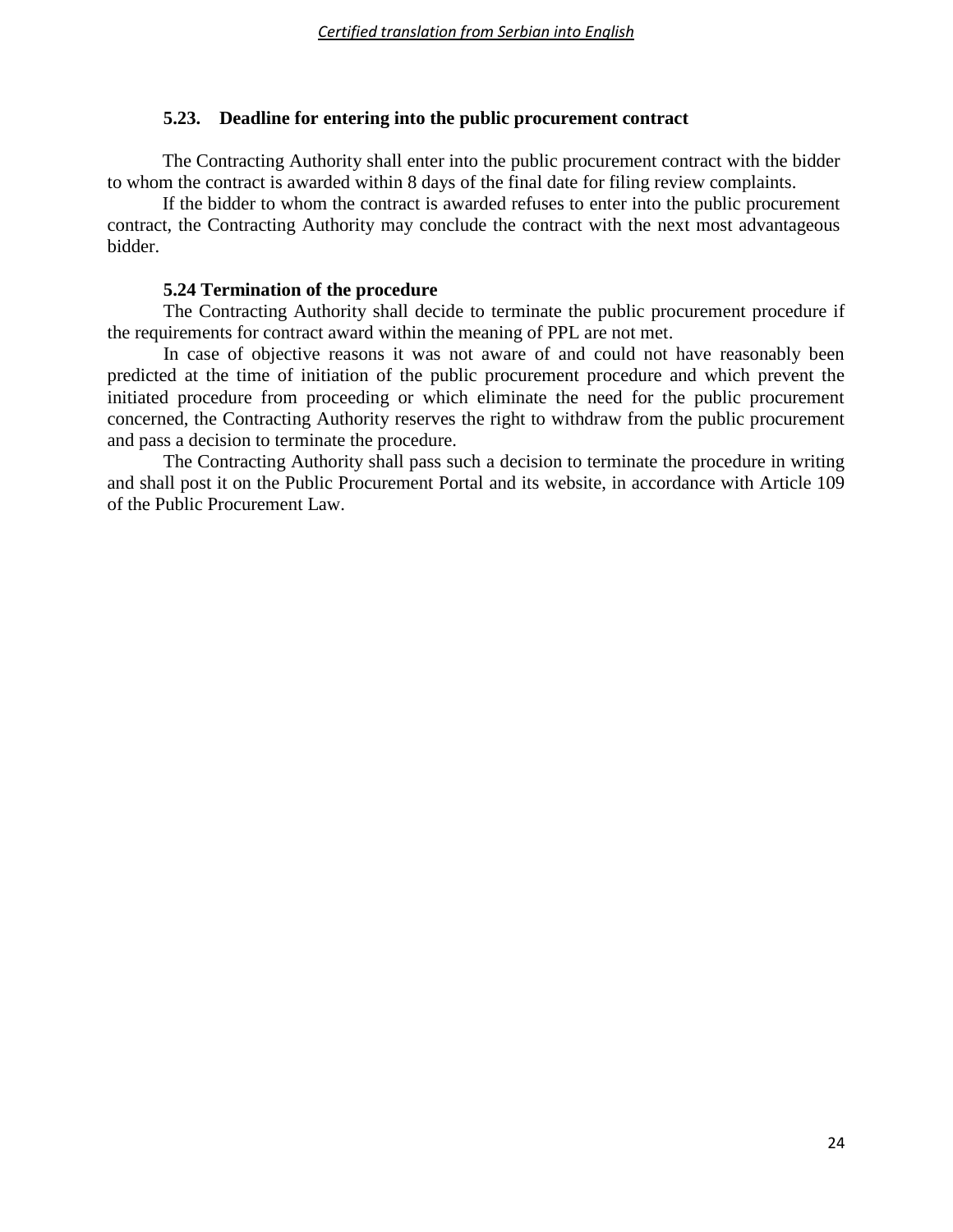### 5.23. Deadline for entering into the public procurement contract

The Contracting Authority shall enter into the public procurement contract with the bidder to whom the contract is awarded within 8 days of the final date for filing review complaints.

If the bidder to whom the contract is awarded refuses to enter into the public procurement contract, the Contracting Authority may conclude the contract with the next most advantageous bidder.

### 5.24 Termination of the procedure

The Contracting Authority shall decide to terminate the public procurement procedure if the requirements for contract award within the meaning of PPL are not met.

In case of objective reasons it was not aware of and could not have reasonably been predicted at the time of initiation of the public procurement procedure and which prevent the initiated procedure from proceeding or which eliminate the need for the public procurement concerned, the Contracting Authority reserves the right to withdraw from the public procurement and pass a decision to terminate the procedure.

The Contracting Authority shall pass such a decision to terminate the procedure in writing and shall post it on the Public Procurement Portal and its website, in accordance with Article 109 of the Public Procurement Law.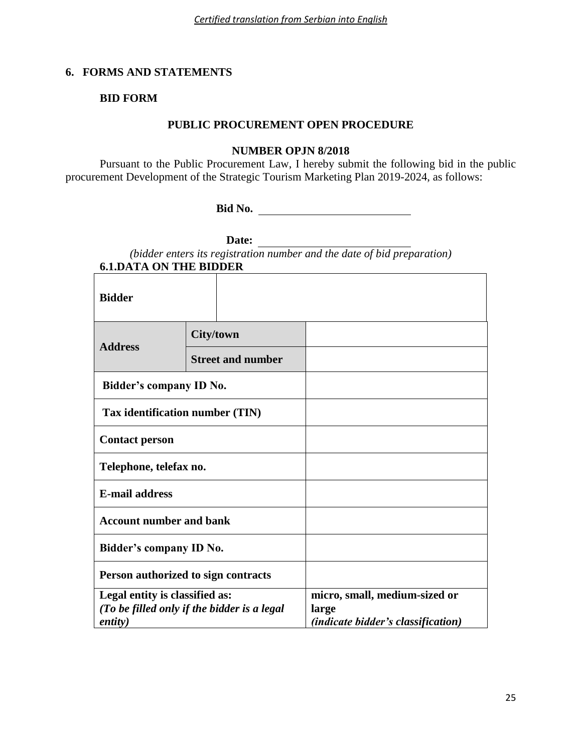*Certified translation from Serbian into English*

## 6. FORMS AND STATEMENTS

### BID FORM

**PUBLIC PROCUREMENT OPEN PROCEDURE**

**NUMBER OPJN 8/2018**

Pursuant to the Public Procurement Law, I hereby submit the following bid in the public procurement Development of the Strategic Tourism Marketing Plan 2019-2024, as follows:

**Bid No.** ____________________________

**Date:** ____________________________

*(bidder enters its registration number and the date of bid preparation)*

**6.1.DATA ON THE BIDDER**

| | | |
|---|---|---|
| **Bidder** | | |
| **Address** | **City/town** | |
| | **Street and number** | |
| **Bidder's company ID No.** | | |
| **Tax identification number (TIN)** | | |
| **Contact person** | | |
| **Telephone, telefax no.** | | |
| **E-mail address** | | |
| **Account number and bank** | | |
| **Bidder's company ID No.** | | |
| **Person authorized to sign contracts** | | |
| **Legal entity is classified as:** *(To be filled only if the bidder is a legal entity)* | | **micro, small, medium-sized or large** *(indicate bidder's classification)* |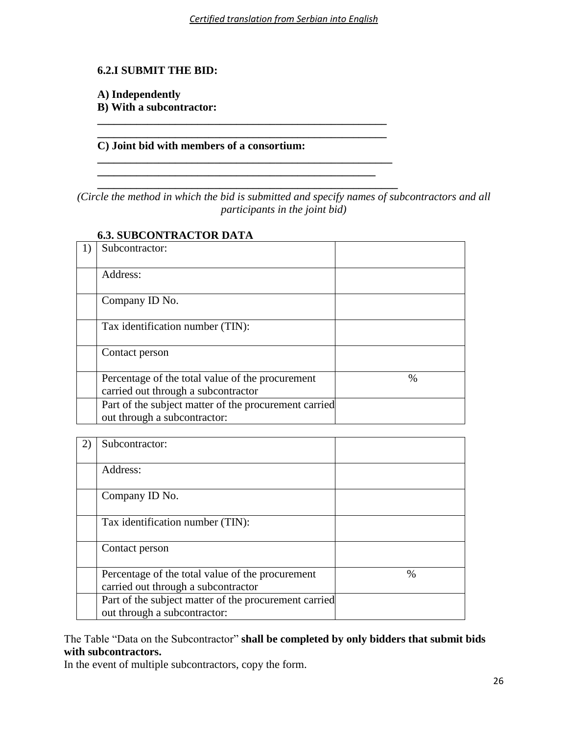*Certified translation from Serbian into English*

**6.2.I SUBMIT THE BID:**

**A) Independently**
**B) With a subcontractor:**

**\_\_\_\_\_\_\_\_\_\_\_\_\_\_\_\_\_\_\_\_\_\_\_\_\_\_\_\_\_\_\_\_\_\_\_\_\_\_\_\_\_\_\_\_\_\_\_\_\_\_\_\_\_\_**

**\_\_\_\_\_\_\_\_\_\_\_\_\_\_\_\_\_\_\_\_\_\_\_\_\_\_\_\_\_\_\_\_\_\_\_\_\_\_\_\_\_\_\_\_\_\_\_\_\_\_\_\_\_\_**

**C) Joint bid with members of a consortium:**

**\_\_\_\_\_\_\_\_\_\_\_\_\_\_\_\_\_\_\_\_\_\_\_\_\_\_\_\_\_\_\_\_\_\_\_\_\_\_\_\_\_\_\_\_\_\_\_\_\_\_\_\_\_\_\_**

**\_\_\_\_\_\_\_\_\_\_\_\_\_\_\_\_\_\_\_\_\_\_\_\_\_\_\_\_\_\_\_\_\_\_\_\_\_\_\_\_\_\_\_\_\_\_\_\_\_\_\_**

**\_\_\_\_\_\_\_\_\_\_\_\_\_\_\_\_\_\_\_\_\_\_\_\_\_\_\_\_\_\_\_\_\_\_\_\_\_\_\_\_\_\_\_\_\_\_\_\_\_\_\_\_\_\_\_\_**

*(Circle the method in which the bid is submitted and specify names of subcontractors and all participants in the joint bid)*

**6.3. SUBCONTRACTOR DATA**

| 1) | Subcontractor: | |
|---|---|---|
| | Address: | |
| | Company ID No. | |
| | Tax identification number (TIN): | |
| | Contact person | |
| | Percentage of the total value of the procurement carried out through a subcontractor | % |
| | Part of the subject matter of the procurement carried out through a subcontractor: | |

| 2) | Subcontractor: | |
|---|---|---|
| | Address: | |
| | Company ID No. | |
| | Tax identification number (TIN): | |
| | Contact person | |
| | Percentage of the total value of the procurement carried out through a subcontractor | % |
| | Part of the subject matter of the procurement carried out through a subcontractor: | |

The Table "Data on the Subcontractor" **shall be completed by only bidders that submit bids with subcontractors.**
In the event of multiple subcontractors, copy the form.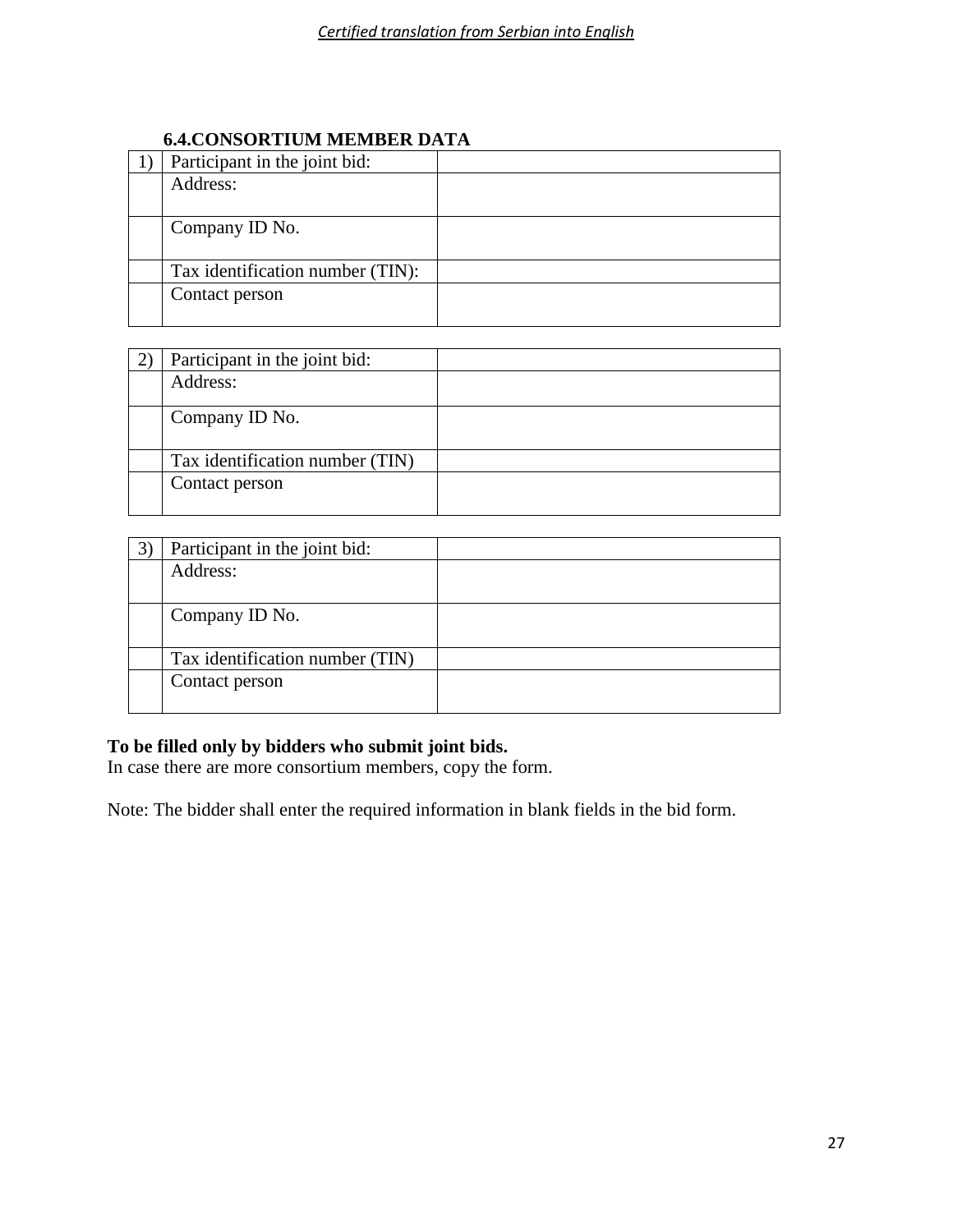### 6.4.CONSORTIUM MEMBER DATA

| 1) | Participant in the joint bid: | |
|---|---|---|
| | Address: | |
| | Company ID No. | |
| | Tax identification number (TIN): | |
| | Contact person | |

| 2) | Participant in the joint bid: | |
|---|---|---|
| | Address: | |
| | Company ID No. | |
| | Tax identification number (TIN) | |
| | Contact person | |

| 3) | Participant in the joint bid: | |
|---|---|---|
| | Address: | |
| | Company ID No. | |
| | Tax identification number (TIN) | |
| | Contact person | |

**To be filled only by bidders who submit joint bids.**
In case there are more consortium members, copy the form.

Note: The bidder shall enter the required information in blank fields in the bid form.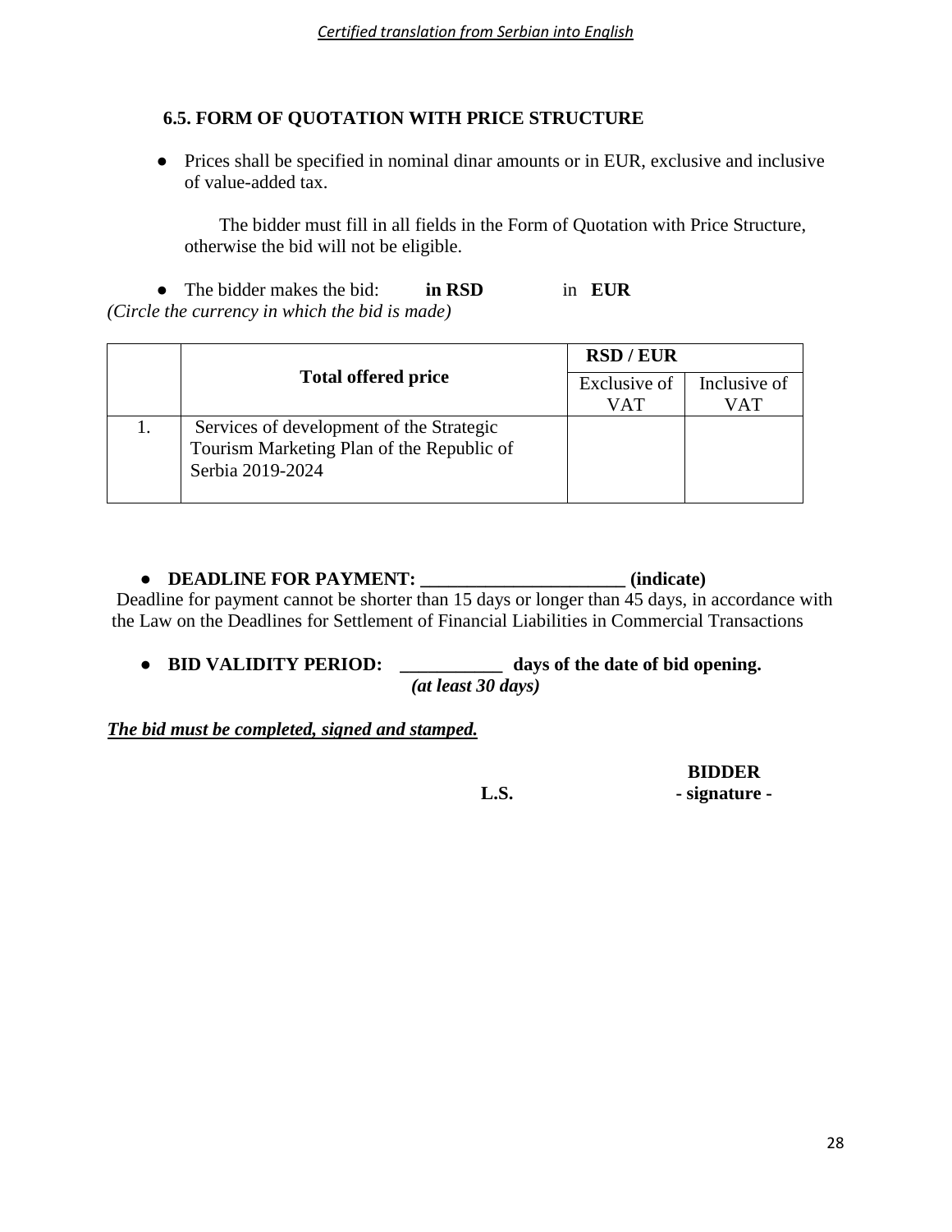*Certified translation from Serbian into English*

### 6.5. FORM OF QUOTATION WITH PRICE STRUCTURE

- Prices shall be specified in nominal dinar amounts or in EUR, exclusive and inclusive of value-added tax.

  The bidder must fill in all fields in the Form of Quotation with Price Structure, otherwise the bid will not be eligible.

- The bidder makes the bid: **in RSD** in **EUR**

*(Circle the currency in which the bid is made)*

| | Total offered price | **RSD / EUR** | |
|---|---|---|---|
| | | Exclusive of VAT | Inclusive of VAT |
| 1. | Services of development of the Strategic Tourism Marketing Plan of the Republic of Serbia 2019-2024 | | |

- **DEADLINE FOR PAYMENT: ______________________ (indicate)**

Deadline for payment cannot be shorter than 15 days or longer than 45 days, in accordance with the Law on the Deadlines for Settlement of Financial Liabilities in Commercial Transactions

- **BID VALIDITY PERIOD: ___________ days of the date of bid opening.**
  ***(at least 30 days)***

***<u>The bid must be completed, signed and stamped.</u>***

**L.S.**

**BIDDER**
**- signature -**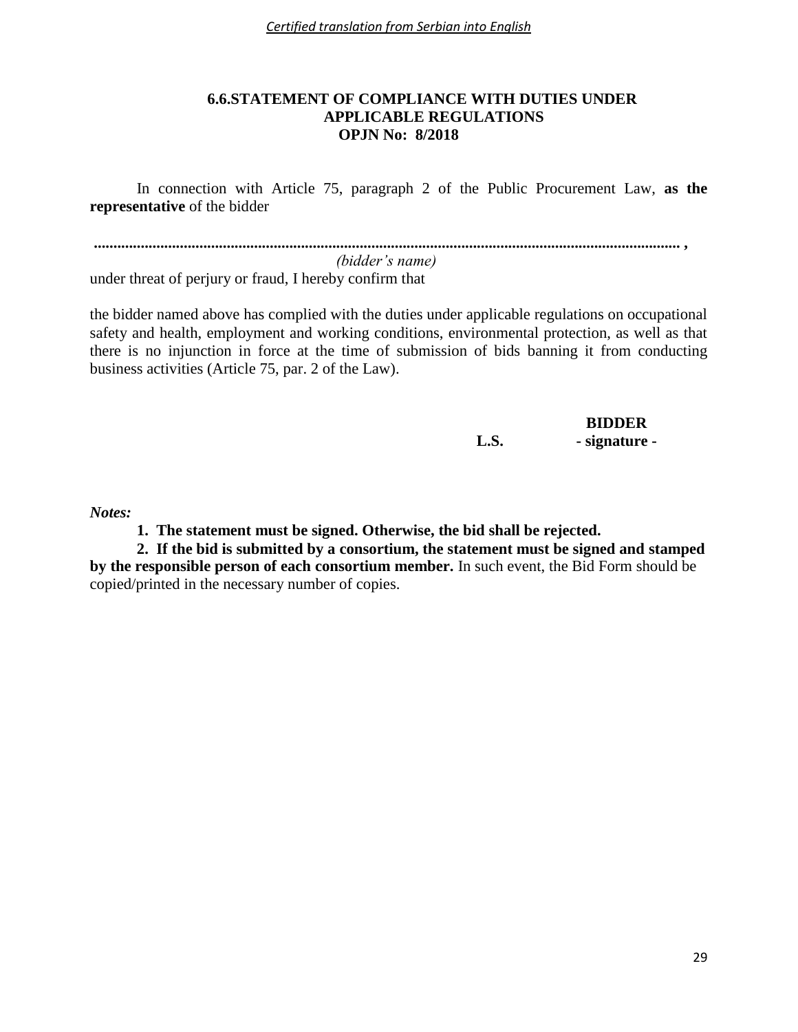*Certified translation from Serbian into English*

## 6.6.STATEMENT OF COMPLIANCE WITH DUTIES UNDER APPLICABLE REGULATIONS
## OPJN No: 8/2018

In connection with Article 75, paragraph 2 of the Public Procurement Law, **as the representative** of the bidder

**...................................................................................................................................................... ,**
*(bidder's name)*
under threat of perjury or fraud, I hereby confirm that

the bidder named above has complied with the duties under applicable regulations on occupational safety and health, employment and working conditions, environmental protection, as well as that there is no injunction in force at the time of submission of bids banning it from conducting business activities (Article 75, par. 2 of the Law).

**BIDDER**
**L.S.** **- signature -**

***Notes:***

1. **The statement must be signed. Otherwise, the bid shall be rejected.**
2. **If the bid is submitted by a consortium, the statement must be signed and stamped by the responsible person of each consortium member.** In such event, the Bid Form should be copied/printed in the necessary number of copies.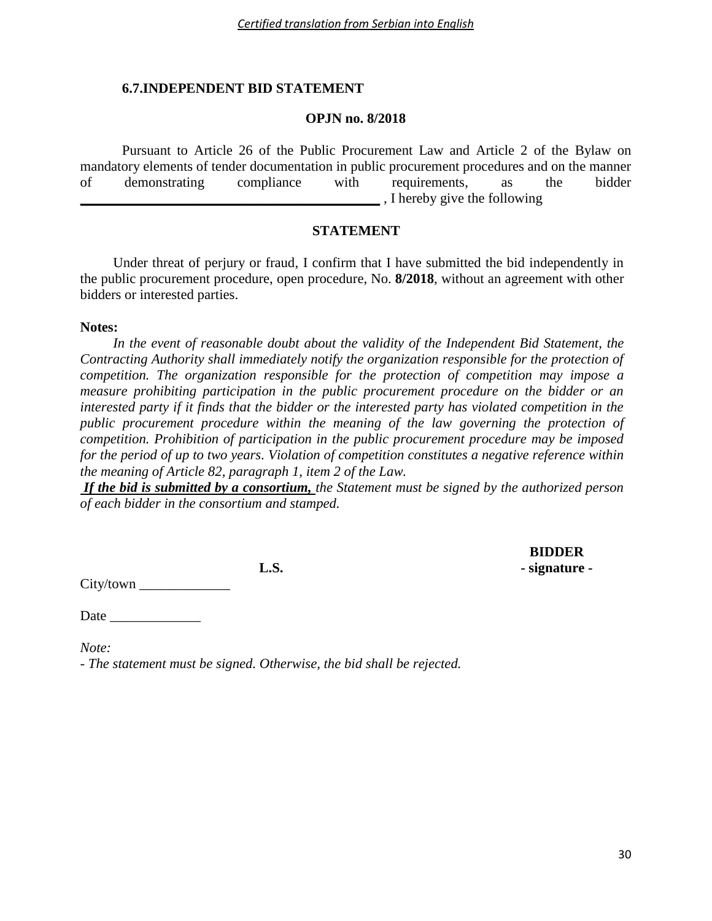*Certified translation from Serbian into English*

## 6.7.INDEPENDENT BID STATEMENT

**OPJN no. 8/2018**

Pursuant to Article 26 of the Public Procurement Law and Article 2 of the Bylaw on mandatory elements of tender documentation in public procurement procedures and on the manner of demonstrating compliance with requirements, as the bidder \_\_\_\_\_\_\_\_\_\_\_\_\_\_\_\_\_\_\_\_\_\_\_\_\_\_\_\_\_\_\_\_\_\_\_\_\_\_\_\_\_\_\_\_ , I hereby give the following

**STATEMENT**

Under threat of perjury or fraud, I confirm that I have submitted the bid independently in the public procurement procedure, open procedure, No. **8/2018**, without an agreement with other bidders or interested parties.

**Notes:**

*In the event of reasonable doubt about the validity of the Independent Bid Statement, the Contracting Authority shall immediately notify the organization responsible for the protection of competition. The organization responsible for the protection of competition may impose a measure prohibiting participation in the public procurement procedure on the bidder or an interested party if it finds that the bidder or the interested party has violated competition in the public procurement procedure within the meaning of the law governing the protection of competition. Prohibition of participation in the public procurement procedure may be imposed for the period of up to two years. Violation of competition constitutes a negative reference within the meaning of Article 82, paragraph 1, item 2 of the Law.*

***If the bid is submitted by a consortium,*** *the Statement must be signed by the authorized person of each bidder in the consortium and stamped.*

**BIDDER**

**L.S.** **- signature -**

City/town \_\_\_\_\_\_\_\_\_\_\_\_\_

Date \_\_\_\_\_\_\_\_\_\_\_\_\_

*Note:*

*- The statement must be signed. Otherwise, the bid shall be rejected.*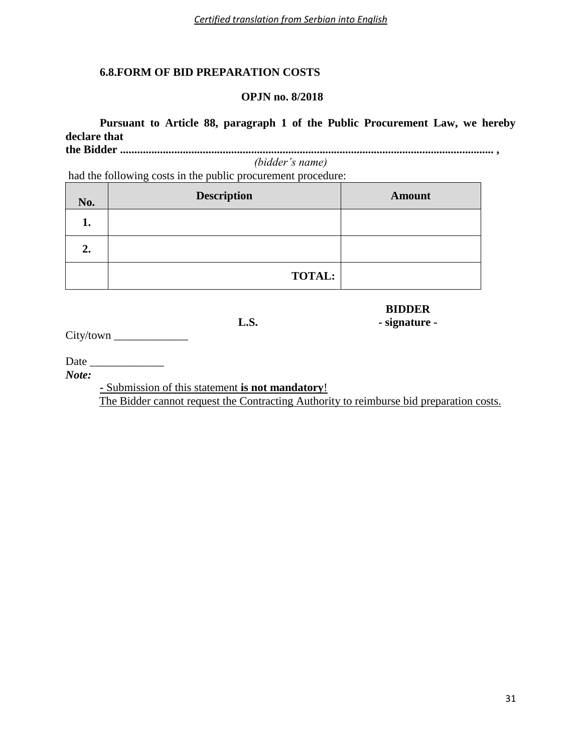### 6.8.FORM OF BID PREPARATION COSTS

**OPJN no. 8/2018**

**Pursuant to Article 88, paragraph 1 of the Public Procurement Law, we hereby declare that**
**the Bidder ................................................................................................................................. ,**
*(bidder's name)*
had the following costs in the public procurement procedure:

| No. | Description | Amount |
|---|---|---|
| **1.** | | |
| **2.** | | |
| | **TOTAL:** | |

**L.S.**

**BIDDER**
**- signature -**

City/town _____________

Date _____________

***Note:***

- Submission of this statement **is not mandatory**!

The Bidder cannot request the Contracting Authority to reimburse bid preparation costs.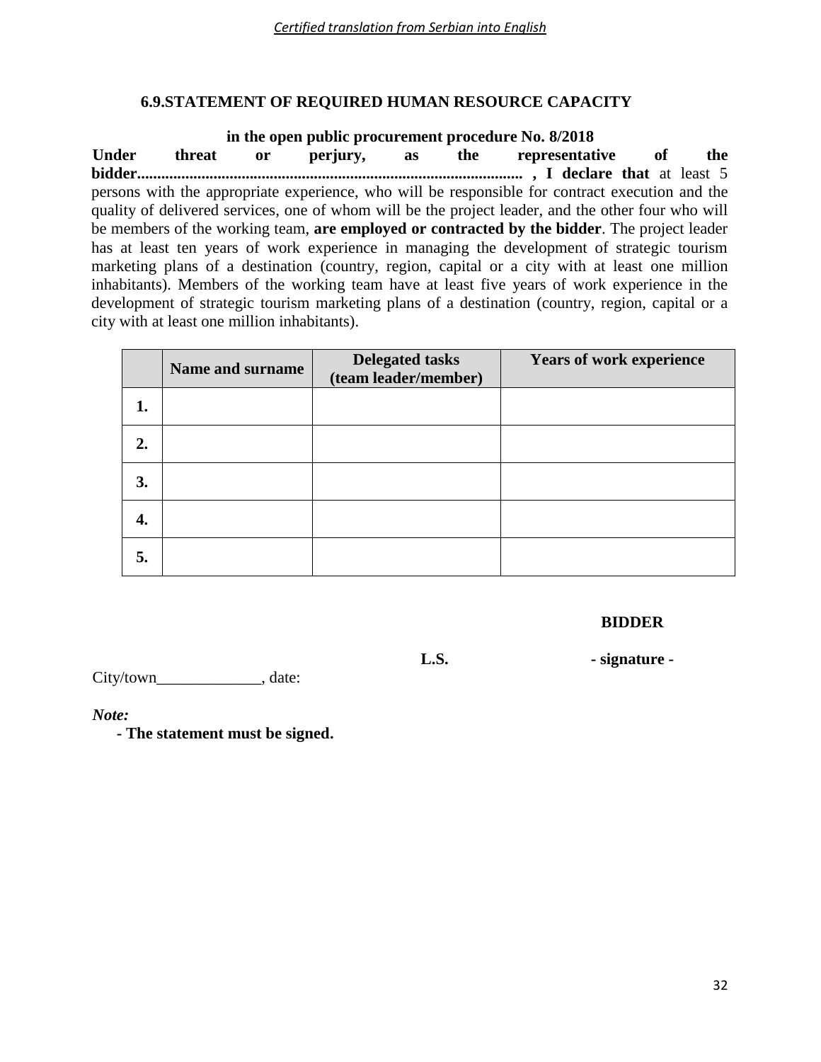*Certified translation from Serbian into English*

## 6.9.STATEMENT OF REQUIRED HUMAN RESOURCE CAPACITY

**in the open public procurement procedure No. 8/2018**

**Under threat or perjury, as the representative of the bidder.............................................................................................. , I declare that** at least 5 persons with the appropriate experience, who will be responsible for contract execution and the quality of delivered services, one of whom will be the project leader, and the other four who will be members of the working team, **are employed or contracted by the bidder**. The project leader has at least ten years of work experience in managing the development of strategic tourism marketing plans of a destination (country, region, capital or a city with at least one million inhabitants). Members of the working team have at least five years of work experience in the development of strategic tourism marketing plans of a destination (country, region, capital or a city with at least one million inhabitants).

| | Name and surname | Delegated tasks (team leader/member) | Years of work experience |
|---|---|---|---|
| **1.** | | | |
| **2.** | | | |
| **3.** | | | |
| **4.** | | | |
| **5.** | | | |

**BIDDER**

**L.S.** **- signature -**

City/town_____________, date:

***Note:***

**- The statement must be signed.**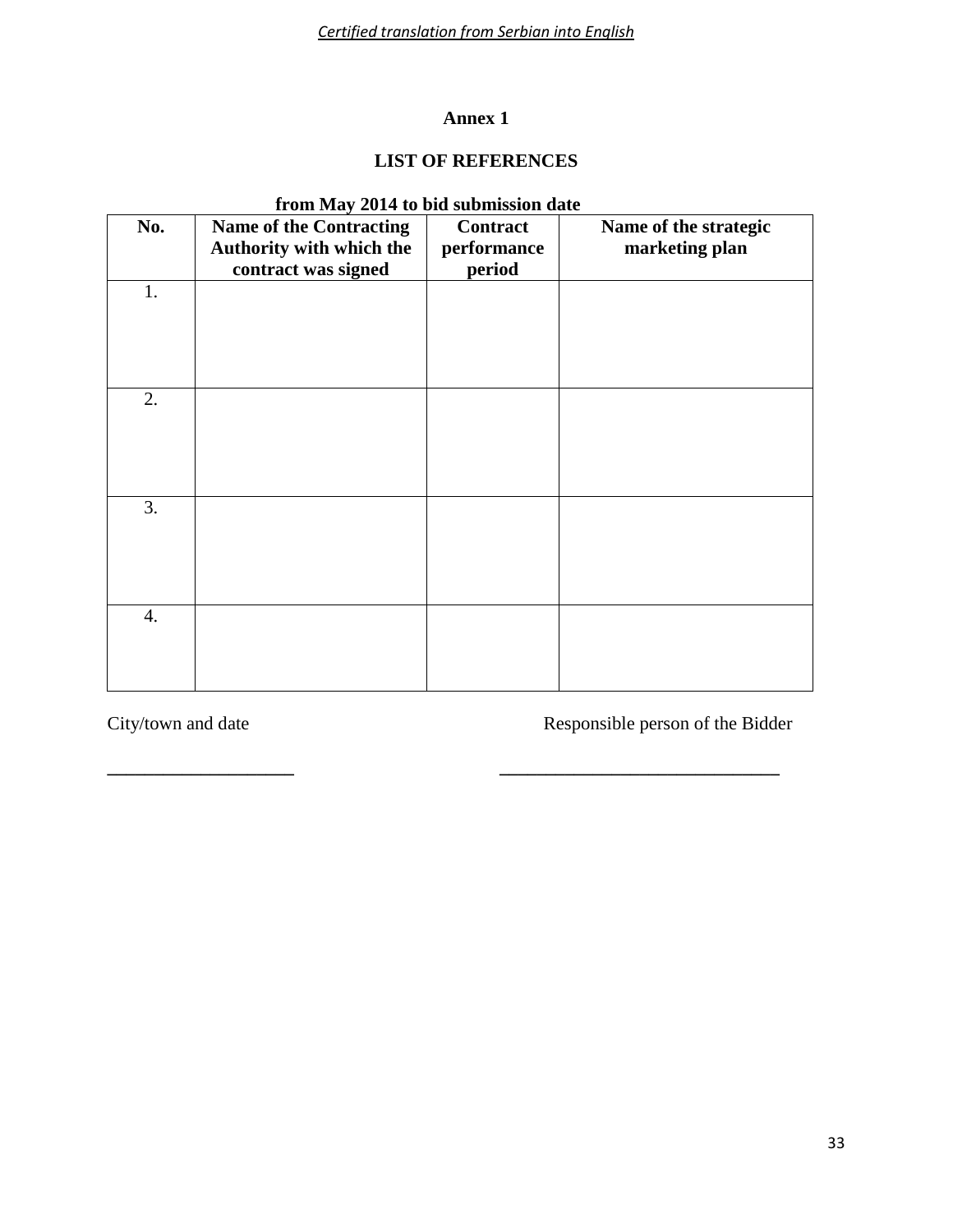*Certified translation from Serbian into English*

**Annex 1**

**LIST OF REFERENCES**

**from May 2014 to bid submission date**

| **No.** | **Name of the Contracting Authority with which the contract was signed** | **Contract performance period** | **Name of the strategic marketing plan** |
|---|---|---|---|
| 1. | | | |
| 2. | | | |
| 3. | | | |
| 4. | | | |

City/town and date                                        Responsible person of the Bidder

____________________                              ______________________________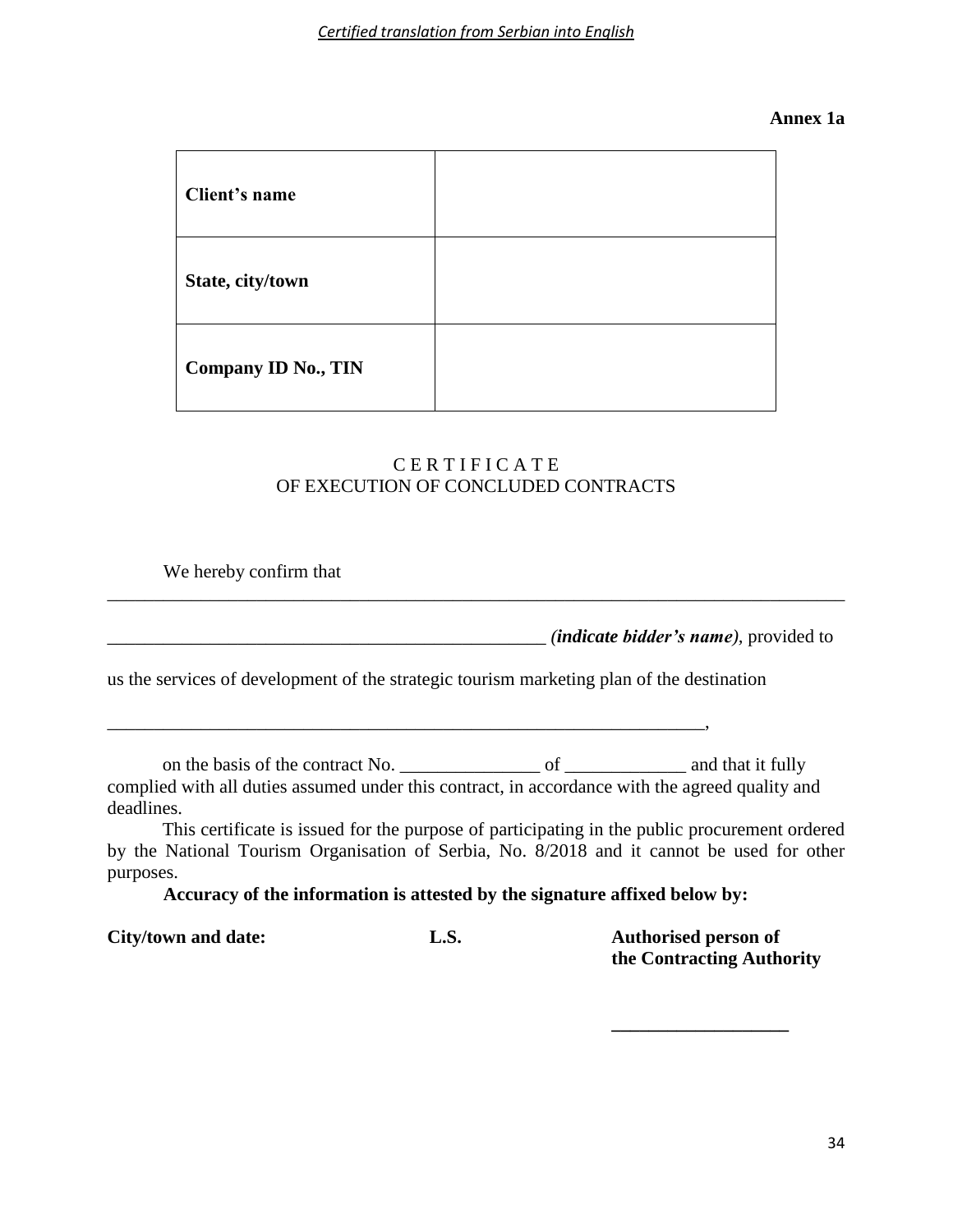*Certified translation from Serbian into English*

**Annex 1a**

| **Client's name** | |
|---|---|
| **State, city/town** | |
| **Company ID No., TIN** | |

C E R T I F I C A T E
OF EXECUTION OF CONCLUDED CONTRACTS

We hereby confirm that ___________________________________________________________________________

_______________________________________________ ***(indicate bidder's name)***, provided to us the services of development of the strategic tourism marketing plan of the destination

_________________________________________________________________,

on the basis of the contract No. _______________ of _____________ and that it fully complied with all duties assumed under this contract, in accordance with the agreed quality and deadlines.

This certificate is issued for the purpose of participating in the public procurement ordered by the National Tourism Organisation of Serbia, No. 8/2018 and it cannot be used for other purposes.

**Accuracy of the information is attested by the signature affixed below by:**

**City/town and date:** **L.S.** **Authorised person of the Contracting Authority**

___________________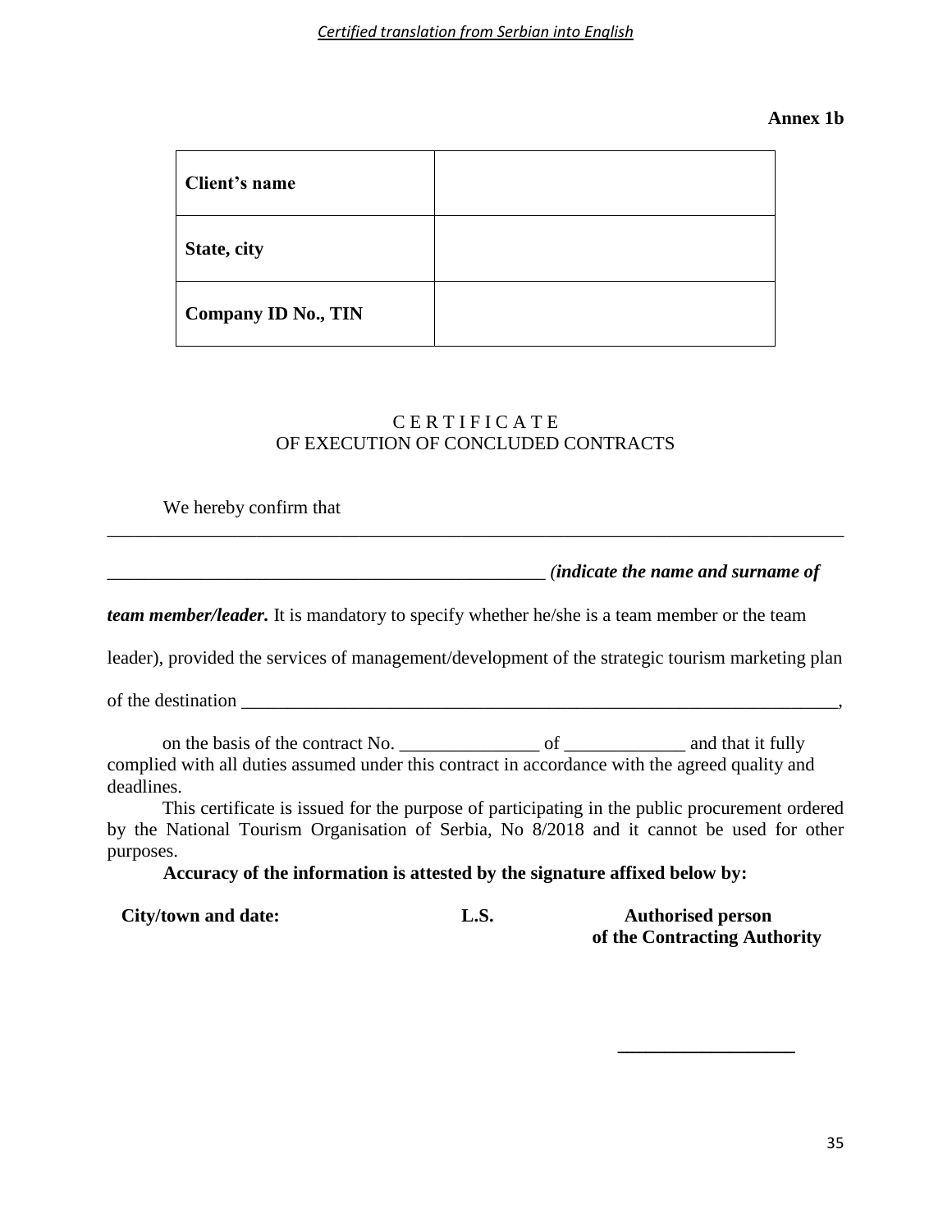*Certified translation from Serbian into English*

**Annex 1b**

| **Client's name** | |
|---|---|
| **State, city** | |
| **Company ID No., TIN** | |

## C E R T I F I C A T E
## OF EXECUTION OF CONCLUDED CONTRACTS

We hereby confirm that

________________________________________________________________________________

________________________________________________ *(indicate the name and surname of* ***team member/leader.*** It is mandatory to specify whether he/she is a team member or the team leader), provided the services of management/development of the strategic tourism marketing plan of the destination ____________________________________________________________________,

on the basis of the contract No. _______________ of _____________ and that it fully complied with all duties assumed under this contract in accordance with the agreed quality and deadlines.

This certificate is issued for the purpose of participating in the public procurement ordered by the National Tourism Organisation of Serbia, No 8/2018 and it cannot be used for other purposes.

**Accuracy of the information is attested by the signature affixed below by:**

**City/town and date:** **L.S.** **Authorised person of the Contracting Authority**

___________________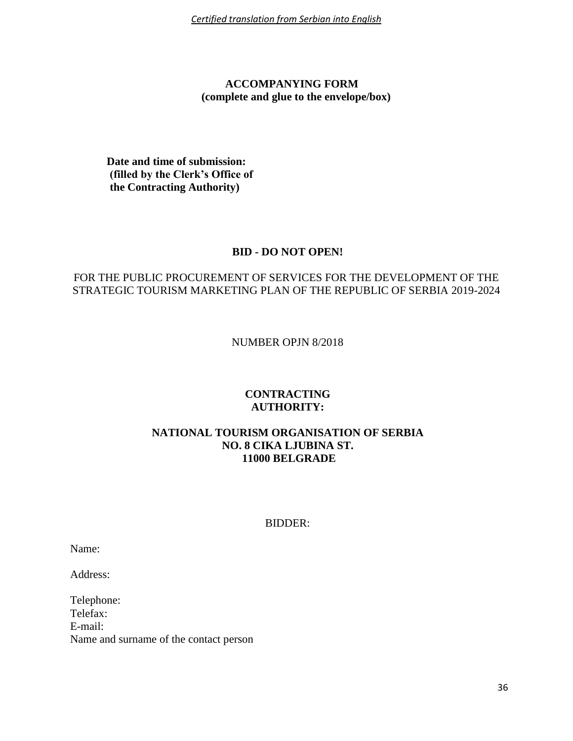**ACCOMPANYING FORM**
**(complete and glue to the envelope/box)**

**Date and time of submission:**
**(filled by the Clerk's Office of the Contracting Authority)**

**BID - DO NOT OPEN!**

FOR THE PUBLIC PROCUREMENT OF SERVICES FOR THE DEVELOPMENT OF THE STRATEGIC TOURISM MARKETING PLAN OF THE REPUBLIC OF SERBIA 2019-2024

NUMBER OPJN 8/2018

**CONTRACTING AUTHORITY:**

**NATIONAL TOURISM ORGANISATION OF SERBIA**
**NO. 8 CIKA LJUBINA ST.**
**11000 BELGRADE**

BIDDER:

Name:

Address:

Telephone:
Telefax:
E-mail:
Name and surname of the contact person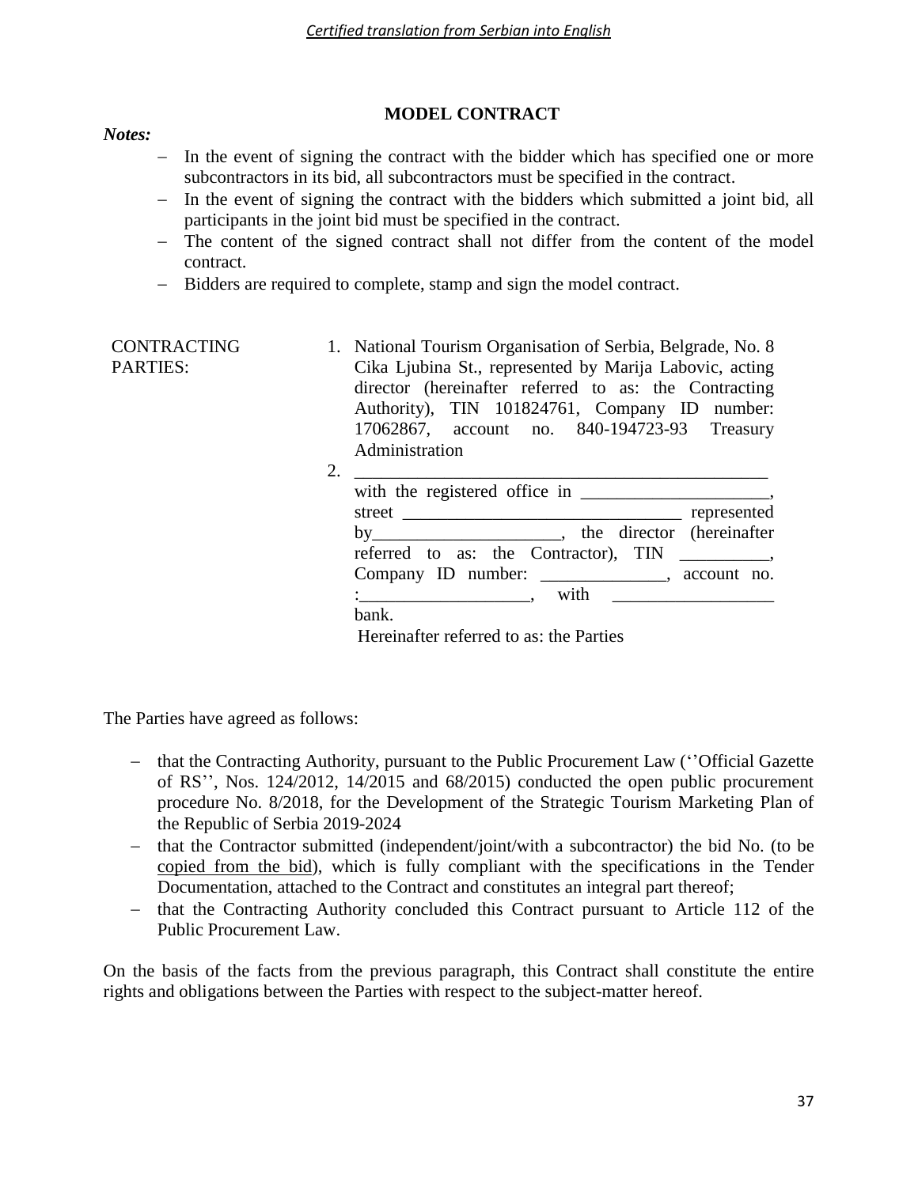*Certified translation from Serbian into English*

# MODEL CONTRACT

***Notes:***

- In the event of signing the contract with the bidder which has specified one or more subcontractors in its bid, all subcontractors must be specified in the contract.
- In the event of signing the contract with the bidders which submitted a joint bid, all participants in the joint bid must be specified in the contract.
- The content of the signed contract shall not differ from the content of the model contract.
- Bidders are required to complete, stamp and sign the model contract.

| CONTRACTING PARTIES: | 1. National Tourism Organisation of Serbia, Belgrade, No. 8 Cika Ljubina St., represented by Marija Labovic, acting director (hereinafter referred to as: the Contracting Authority), TIN 101824761, Company ID number: 17062867, account no. 840-194723-93 Treasury Administration<br>2. ______________________________________________ with the registered office in _____________________, street _______________________________ represented by_____________________, the director (hereinafter referred to as: the Contractor), TIN __________, Company ID number: ______________, account no. :___________________, with __________________ bank.<br>Hereinafter referred to as: the Parties |
|---|---|

The Parties have agreed as follows:

- that the Contracting Authority, pursuant to the Public Procurement Law (''Official Gazette of RS'', Nos. 124/2012, 14/2015 and 68/2015) conducted the open public procurement procedure No. 8/2018, for the Development of the Strategic Tourism Marketing Plan of the Republic of Serbia 2019-2024
- that the Contractor submitted (independent/joint/with a subcontractor) the bid No. (to be copied from the bid), which is fully compliant with the specifications in the Tender Documentation, attached to the Contract and constitutes an integral part thereof;
- that the Contracting Authority concluded this Contract pursuant to Article 112 of the Public Procurement Law.

On the basis of the facts from the previous paragraph, this Contract shall constitute the entire rights and obligations between the Parties with respect to the subject-matter hereof.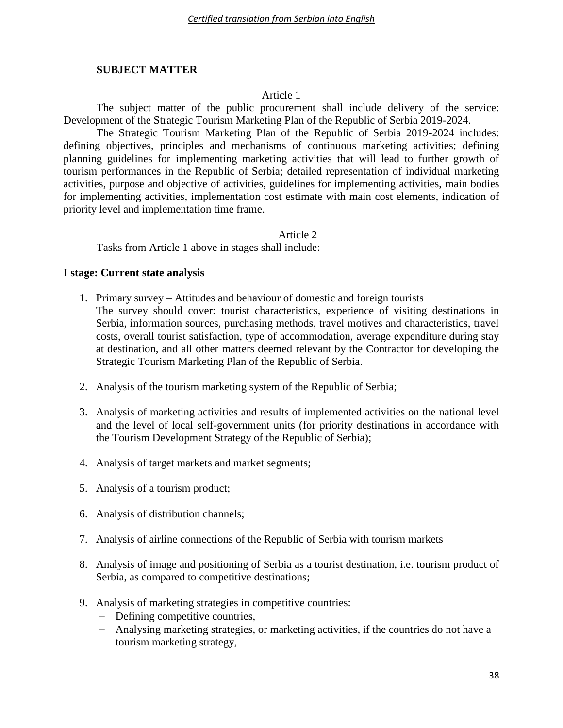## SUBJECT MATTER

Article 1

The subject matter of the public procurement shall include delivery of the service: Development of the Strategic Tourism Marketing Plan of the Republic of Serbia 2019-2024.

The Strategic Tourism Marketing Plan of the Republic of Serbia 2019-2024 includes: defining objectives, principles and mechanisms of continuous marketing activities; defining planning guidelines for implementing marketing activities that will lead to further growth of tourism performances in the Republic of Serbia; detailed representation of individual marketing activities, purpose and objective of activities, guidelines for implementing activities, main bodies for implementing activities, implementation cost estimate with main cost elements, indication of priority level and implementation time frame.

Article 2

Tasks from Article 1 above in stages shall include:

**I stage: Current state analysis**

1. Primary survey – Attitudes and behaviour of domestic and foreign tourists
   The survey should cover: tourist characteristics, experience of visiting destinations in Serbia, information sources, purchasing methods, travel motives and characteristics, travel costs, overall tourist satisfaction, type of accommodation, average expenditure during stay at destination, and all other matters deemed relevant by the Contractor for developing the Strategic Tourism Marketing Plan of the Republic of Serbia.

2. Analysis of the tourism marketing system of the Republic of Serbia;

3. Analysis of marketing activities and results of implemented activities on the national level and the level of local self-government units (for priority destinations in accordance with the Tourism Development Strategy of the Republic of Serbia);

4. Analysis of target markets and market segments;

5. Analysis of a tourism product;

6. Analysis of distribution channels;

7. Analysis of airline connections of the Republic of Serbia with tourism markets

8. Analysis of image and positioning of Serbia as a tourist destination, i.e. tourism product of Serbia, as compared to competitive destinations;

9. Analysis of marketing strategies in competitive countries:
   - Defining competitive countries,
   - Analysing marketing strategies, or marketing activities, if the countries do not have a tourism marketing strategy,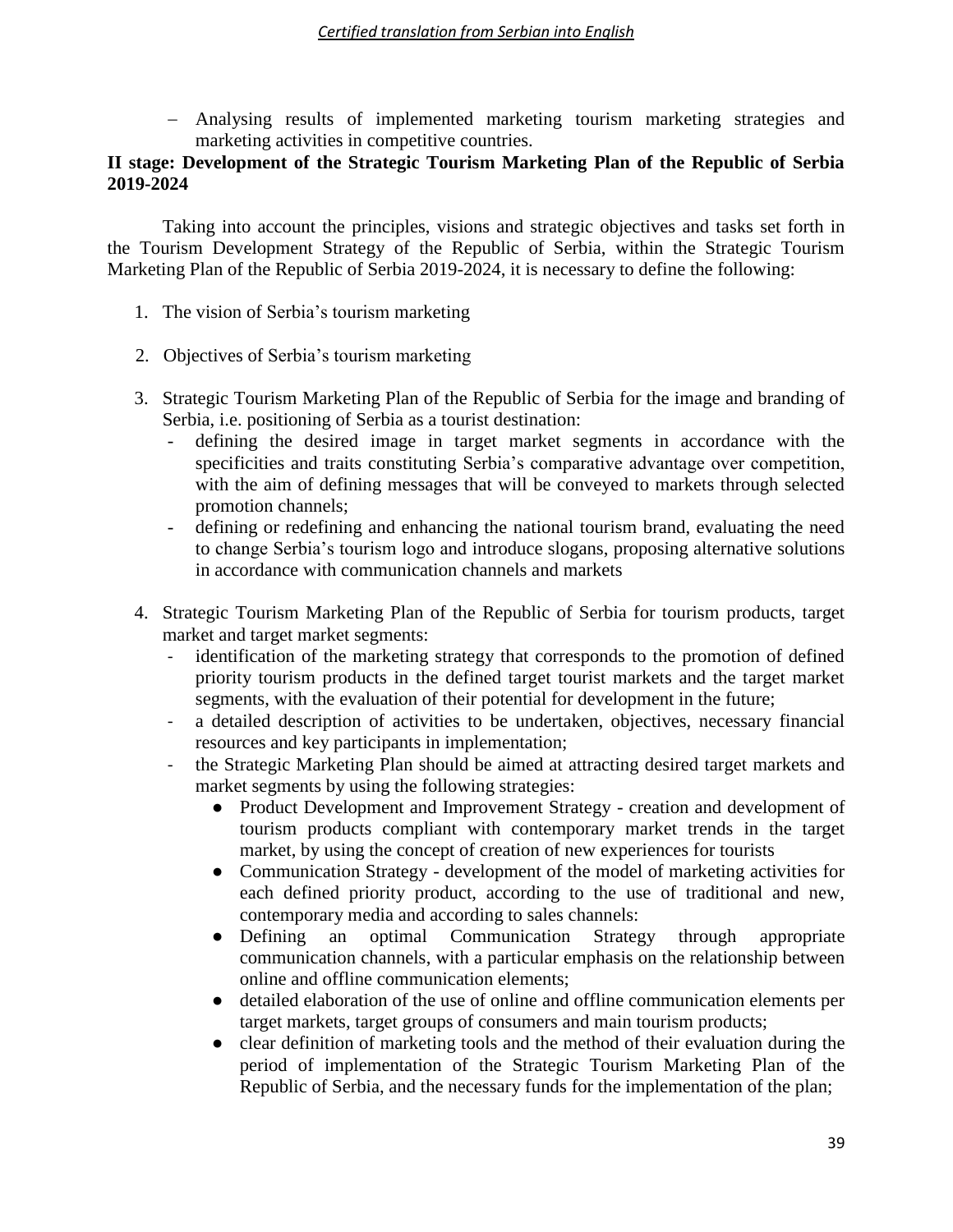– Analysing results of implemented marketing tourism marketing strategies and marketing activities in competitive countries.

**II stage: Development of the Strategic Tourism Marketing Plan of the Republic of Serbia 2019-2024**

Taking into account the principles, visions and strategic objectives and tasks set forth in the Tourism Development Strategy of the Republic of Serbia, within the Strategic Tourism Marketing Plan of the Republic of Serbia 2019-2024, it is necessary to define the following:

1. The vision of Serbia's tourism marketing
2. Objectives of Serbia's tourism marketing
3. Strategic Tourism Marketing Plan of the Republic of Serbia for the image and branding of Serbia, i.e. positioning of Serbia as a tourist destination:
   - defining the desired image in target market segments in accordance with the specificities and traits constituting Serbia's comparative advantage over competition, with the aim of defining messages that will be conveyed to markets through selected promotion channels;
   - defining or redefining and enhancing the national tourism brand, evaluating the need to change Serbia's tourism logo and introduce slogans, proposing alternative solutions in accordance with communication channels and markets
4. Strategic Tourism Marketing Plan of the Republic of Serbia for tourism products, target market and target market segments:
   - identification of the marketing strategy that corresponds to the promotion of defined priority tourism products in the defined target tourist markets and the target market segments, with the evaluation of their potential for development in the future;
   - a detailed description of activities to be undertaken, objectives, necessary financial resources and key participants in implementation;
   - the Strategic Marketing Plan should be aimed at attracting desired target markets and market segments by using the following strategies:
     - Product Development and Improvement Strategy - creation and development of tourism products compliant with contemporary market trends in the target market, by using the concept of creation of new experiences for tourists
     - Communication Strategy - development of the model of marketing activities for each defined priority product, according to the use of traditional and new, contemporary media and according to sales channels:
     - Defining an optimal Communication Strategy through appropriate communication channels, with a particular emphasis on the relationship between online and offline communication elements;
     - detailed elaboration of the use of online and offline communication elements per target markets, target groups of consumers and main tourism products;
     - clear definition of marketing tools and the method of their evaluation during the period of implementation of the Strategic Tourism Marketing Plan of the Republic of Serbia, and the necessary funds for the implementation of the plan;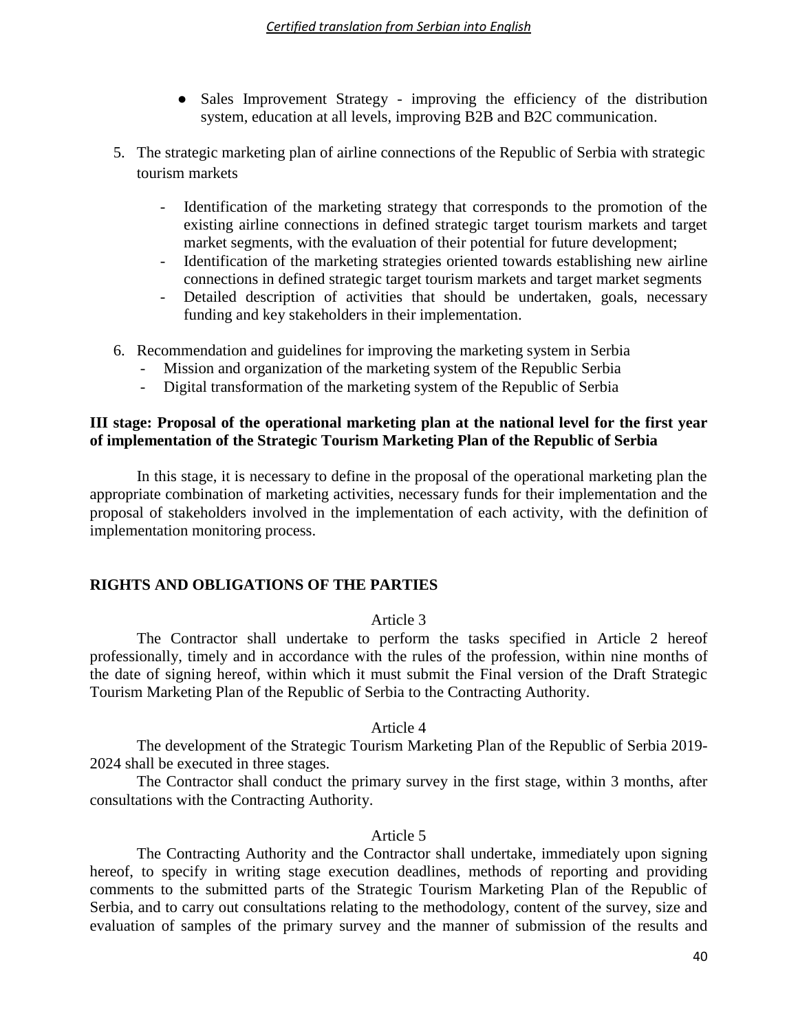- Sales Improvement Strategy - improving the efficiency of the distribution system, education at all levels, improving B2B and B2C communication.

5. The strategic marketing plan of airline connections of the Republic of Serbia with strategic tourism markets

    - Identification of the marketing strategy that corresponds to the promotion of the existing airline connections in defined strategic target tourism markets and target market segments, with the evaluation of their potential for future development;
    - Identification of the marketing strategies oriented towards establishing new airline connections in defined strategic target tourism markets and target market segments
    - Detailed description of activities that should be undertaken, goals, necessary funding and key stakeholders in their implementation.

6. Recommendation and guidelines for improving the marketing system in Serbia
    - Mission and organization of the marketing system of the Republic Serbia
    - Digital transformation of the marketing system of the Republic of Serbia

**III stage: Proposal of the operational marketing plan at the national level for the first year of implementation of the Strategic Tourism Marketing Plan of the Republic of Serbia**

In this stage, it is necessary to define in the proposal of the operational marketing plan the appropriate combination of marketing activities, necessary funds for their implementation and the proposal of stakeholders involved in the implementation of each activity, with the definition of implementation monitoring process.

## RIGHTS AND OBLIGATIONS OF THE PARTIES

Article 3

The Contractor shall undertake to perform the tasks specified in Article 2 hereof professionally, timely and in accordance with the rules of the profession, within nine months of the date of signing hereof, within which it must submit the Final version of the Draft Strategic Tourism Marketing Plan of the Republic of Serbia to the Contracting Authority.

Article 4

The development of the Strategic Tourism Marketing Plan of the Republic of Serbia 2019-2024 shall be executed in three stages.

The Contractor shall conduct the primary survey in the first stage, within 3 months, after consultations with the Contracting Authority.

Article 5

The Contracting Authority and the Contractor shall undertake, immediately upon signing hereof, to specify in writing stage execution deadlines, methods of reporting and providing comments to the submitted parts of the Strategic Tourism Marketing Plan of the Republic of Serbia, and to carry out consultations relating to the methodology, content of the survey, size and evaluation of samples of the primary survey and the manner of submission of the results and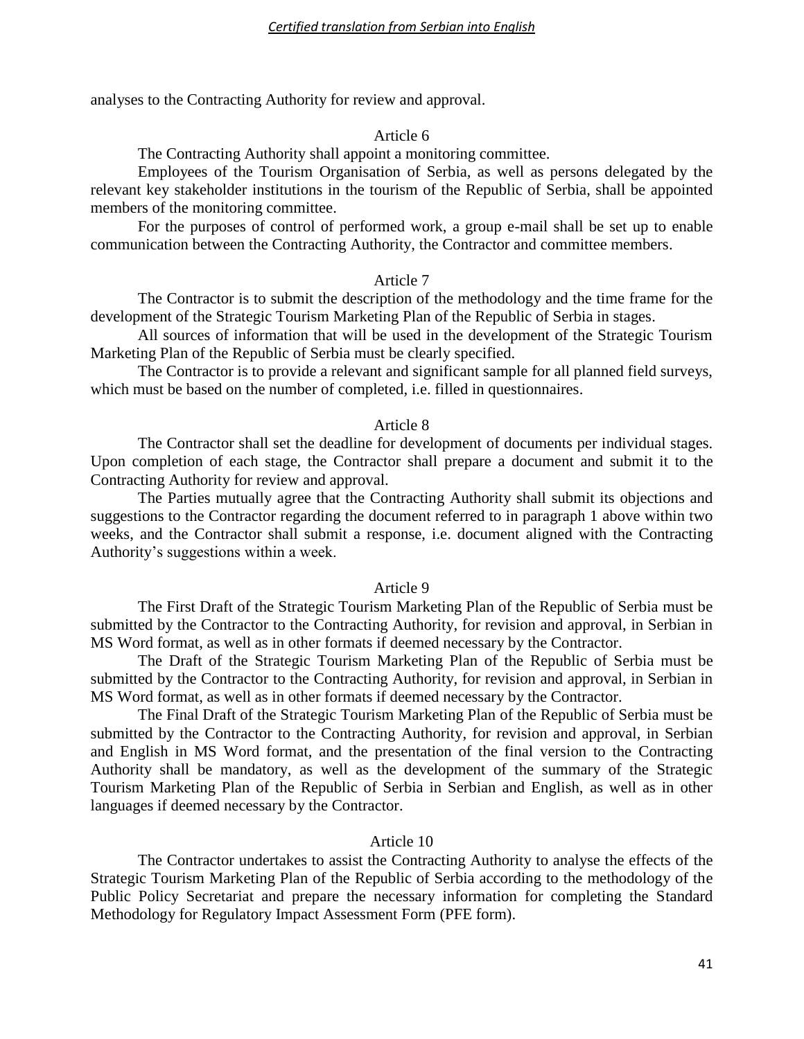analyses to the Contracting Authority for review and approval.

### Article 6

The Contracting Authority shall appoint a monitoring committee.

Employees of the Tourism Organisation of Serbia, as well as persons delegated by the relevant key stakeholder institutions in the tourism of the Republic of Serbia, shall be appointed members of the monitoring committee.

For the purposes of control of performed work, a group e-mail shall be set up to enable communication between the Contracting Authority, the Contractor and committee members.

### Article 7

The Contractor is to submit the description of the methodology and the time frame for the development of the Strategic Tourism Marketing Plan of the Republic of Serbia in stages.

All sources of information that will be used in the development of the Strategic Tourism Marketing Plan of the Republic of Serbia must be clearly specified.

The Contractor is to provide a relevant and significant sample for all planned field surveys, which must be based on the number of completed, i.e. filled in questionnaires.

### Article 8

The Contractor shall set the deadline for development of documents per individual stages. Upon completion of each stage, the Contractor shall prepare a document and submit it to the Contracting Authority for review and approval.

The Parties mutually agree that the Contracting Authority shall submit its objections and suggestions to the Contractor regarding the document referred to in paragraph 1 above within two weeks, and the Contractor shall submit a response, i.e. document aligned with the Contracting Authority's suggestions within a week.

### Article 9

The First Draft of the Strategic Tourism Marketing Plan of the Republic of Serbia must be submitted by the Contractor to the Contracting Authority, for revision and approval, in Serbian in MS Word format, as well as in other formats if deemed necessary by the Contractor.

The Draft of the Strategic Tourism Marketing Plan of the Republic of Serbia must be submitted by the Contractor to the Contracting Authority, for revision and approval, in Serbian in MS Word format, as well as in other formats if deemed necessary by the Contractor.

The Final Draft of the Strategic Tourism Marketing Plan of the Republic of Serbia must be submitted by the Contractor to the Contracting Authority, for revision and approval, in Serbian and English in MS Word format, and the presentation of the final version to the Contracting Authority shall be mandatory, as well as the development of the summary of the Strategic Tourism Marketing Plan of the Republic of Serbia in Serbian and English, as well as in other languages if deemed necessary by the Contractor.

### Article 10

The Contractor undertakes to assist the Contracting Authority to analyse the effects of the Strategic Tourism Marketing Plan of the Republic of Serbia according to the methodology of the Public Policy Secretariat and prepare the necessary information for completing the Standard Methodology for Regulatory Impact Assessment Form (PFE form).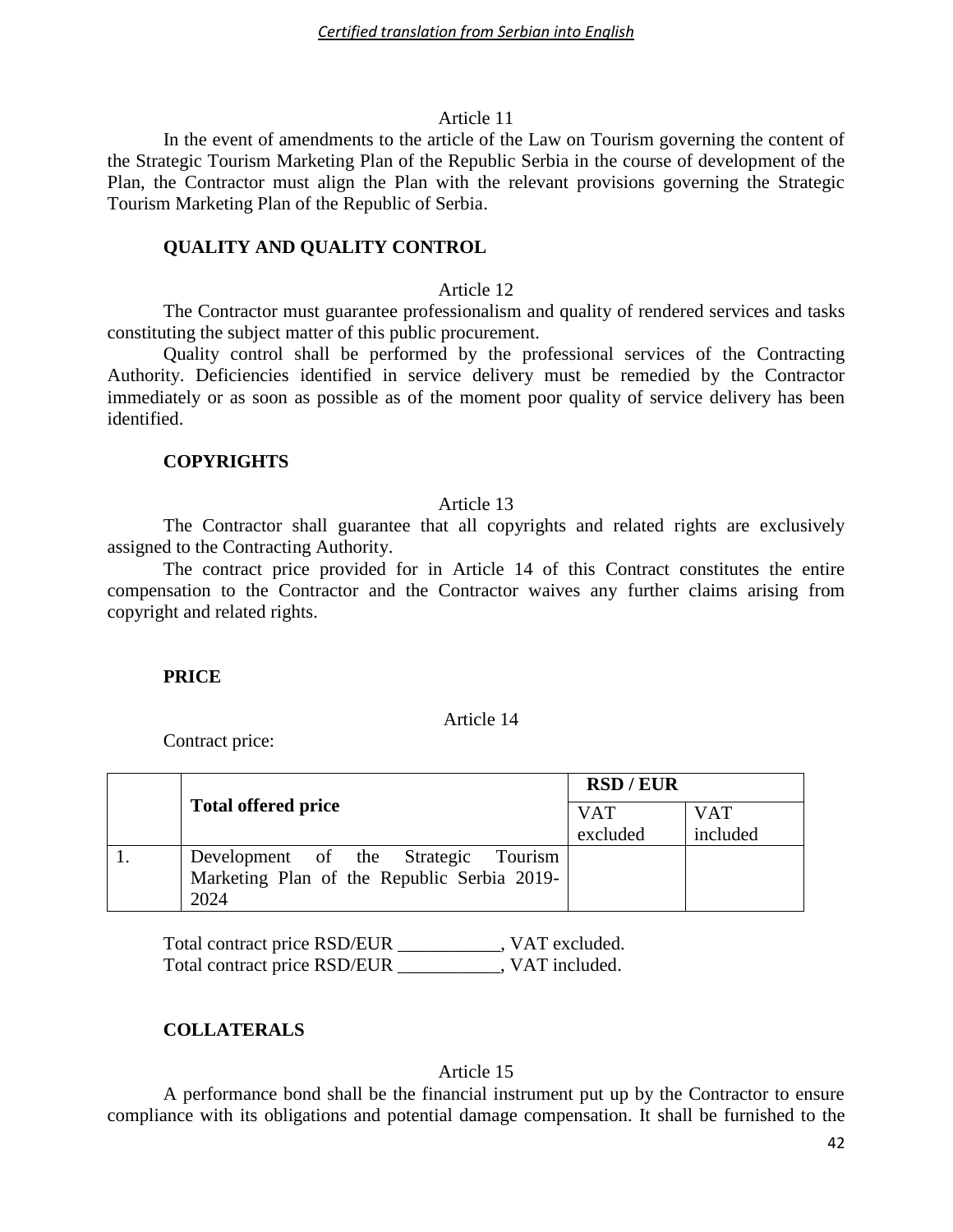Article 11

In the event of amendments to the article of the Law on Tourism governing the content of the Strategic Tourism Marketing Plan of the Republic Serbia in the course of development of the Plan, the Contractor must align the Plan with the relevant provisions governing the Strategic Tourism Marketing Plan of the Republic of Serbia.

**QUALITY AND QUALITY CONTROL**

Article 12

The Contractor must guarantee professionalism and quality of rendered services and tasks constituting the subject matter of this public procurement.

Quality control shall be performed by the professional services of the Contracting Authority. Deficiencies identified in service delivery must be remedied by the Contractor immediately or as soon as possible as of the moment poor quality of service delivery has been identified.

**COPYRIGHTS**

Article 13

The Contractor shall guarantee that all copyrights and related rights are exclusively assigned to the Contracting Authority.

The contract price provided for in Article 14 of this Contract constitutes the entire compensation to the Contractor and the Contractor waives any further claims arising from copyright and related rights.

**PRICE**

Article 14

Contract price:

| | **Total offered price** | **RSD / EUR** | |
|---|---|---|---|
| | | VAT excluded | VAT included |
| 1. | Development of the Strategic Tourism Marketing Plan of the Republic Serbia 2019-2024 | | |

Total contract price RSD/EUR ___________, VAT excluded.
Total contract price RSD/EUR ___________, VAT included.

**COLLATERALS**

Article 15

A performance bond shall be the financial instrument put up by the Contractor to ensure compliance with its obligations and potential damage compensation. It shall be furnished to the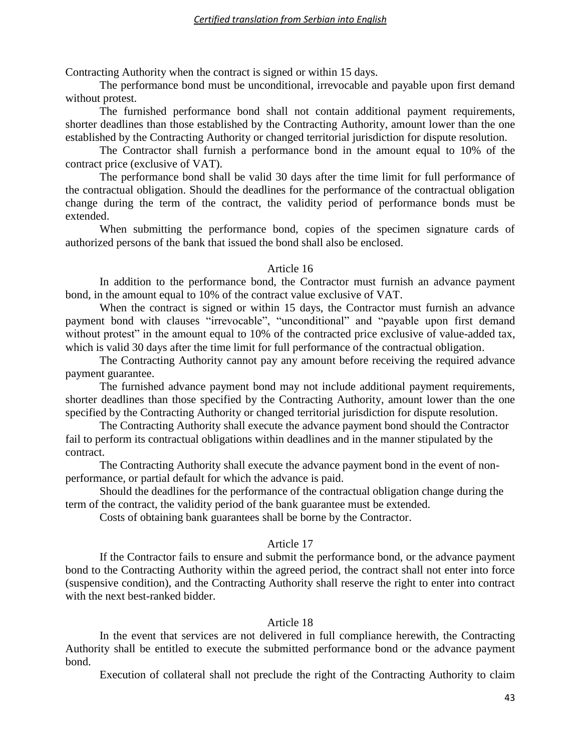Contracting Authority when the contract is signed or within 15 days.

The performance bond must be unconditional, irrevocable and payable upon first demand without protest.

The furnished performance bond shall not contain additional payment requirements, shorter deadlines than those established by the Contracting Authority, amount lower than the one established by the Contracting Authority or changed territorial jurisdiction for dispute resolution.

The Contractor shall furnish a performance bond in the amount equal to 10% of the contract price (exclusive of VAT).

The performance bond shall be valid 30 days after the time limit for full performance of the contractual obligation. Should the deadlines for the performance of the contractual obligation change during the term of the contract, the validity period of performance bonds must be extended.

When submitting the performance bond, copies of the specimen signature cards of authorized persons of the bank that issued the bond shall also be enclosed.

Article 16

In addition to the performance bond, the Contractor must furnish an advance payment bond, in the amount equal to 10% of the contract value exclusive of VAT.

When the contract is signed or within 15 days, the Contractor must furnish an advance payment bond with clauses "irrevocable", "unconditional" and "payable upon first demand without protest" in the amount equal to 10% of the contracted price exclusive of value-added tax, which is valid 30 days after the time limit for full performance of the contractual obligation.

The Contracting Authority cannot pay any amount before receiving the required advance payment guarantee.

The furnished advance payment bond may not include additional payment requirements, shorter deadlines than those specified by the Contracting Authority, amount lower than the one specified by the Contracting Authority or changed territorial jurisdiction for dispute resolution.

The Contracting Authority shall execute the advance payment bond should the Contractor fail to perform its contractual obligations within deadlines and in the manner stipulated by the contract.

The Contracting Authority shall execute the advance payment bond in the event of non-performance, or partial default for which the advance is paid.

Should the deadlines for the performance of the contractual obligation change during the term of the contract, the validity period of the bank guarantee must be extended.

Costs of obtaining bank guarantees shall be borne by the Contractor.

Article 17

If the Contractor fails to ensure and submit the performance bond, or the advance payment bond to the Contracting Authority within the agreed period, the contract shall not enter into force (suspensive condition), and the Contracting Authority shall reserve the right to enter into contract with the next best-ranked bidder.

Article 18

In the event that services are not delivered in full compliance herewith, the Contracting Authority shall be entitled to execute the submitted performance bond or the advance payment bond.

Execution of collateral shall not preclude the right of the Contracting Authority to claim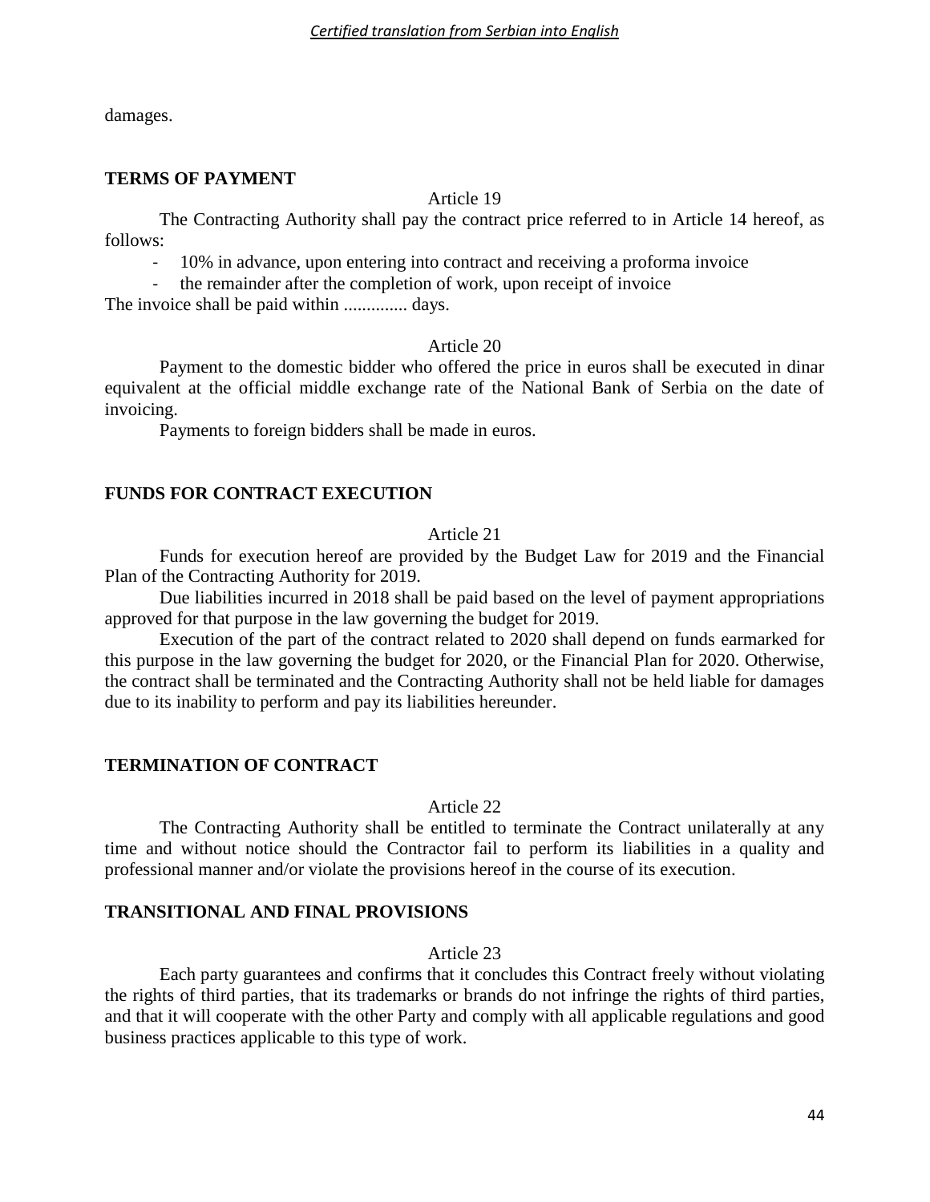damages.

**TERMS OF PAYMENT**

Article 19

The Contracting Authority shall pay the contract price referred to in Article 14 hereof, as follows:

- 10% in advance, upon entering into contract and receiving a proforma invoice
- the remainder after the completion of work, upon receipt of invoice

The invoice shall be paid within .............. days.

Article 20

Payment to the domestic bidder who offered the price in euros shall be executed in dinar equivalent at the official middle exchange rate of the National Bank of Serbia on the date of invoicing.

Payments to foreign bidders shall be made in euros.

**FUNDS FOR CONTRACT EXECUTION**

Article 21

Funds for execution hereof are provided by the Budget Law for 2019 and the Financial Plan of the Contracting Authority for 2019.

Due liabilities incurred in 2018 shall be paid based on the level of payment appropriations approved for that purpose in the law governing the budget for 2019.

Execution of the part of the contract related to 2020 shall depend on funds earmarked for this purpose in the law governing the budget for 2020, or the Financial Plan for 2020. Otherwise, the contract shall be terminated and the Contracting Authority shall not be held liable for damages due to its inability to perform and pay its liabilities hereunder.

**TERMINATION OF CONTRACT**

Article 22

The Contracting Authority shall be entitled to terminate the Contract unilaterally at any time and without notice should the Contractor fail to perform its liabilities in a quality and professional manner and/or violate the provisions hereof in the course of its execution.

**TRANSITIONAL AND FINAL PROVISIONS**

Article 23

Each party guarantees and confirms that it concludes this Contract freely without violating the rights of third parties, that its trademarks or brands do not infringe the rights of third parties, and that it will cooperate with the other Party and comply with all applicable regulations and good business practices applicable to this type of work.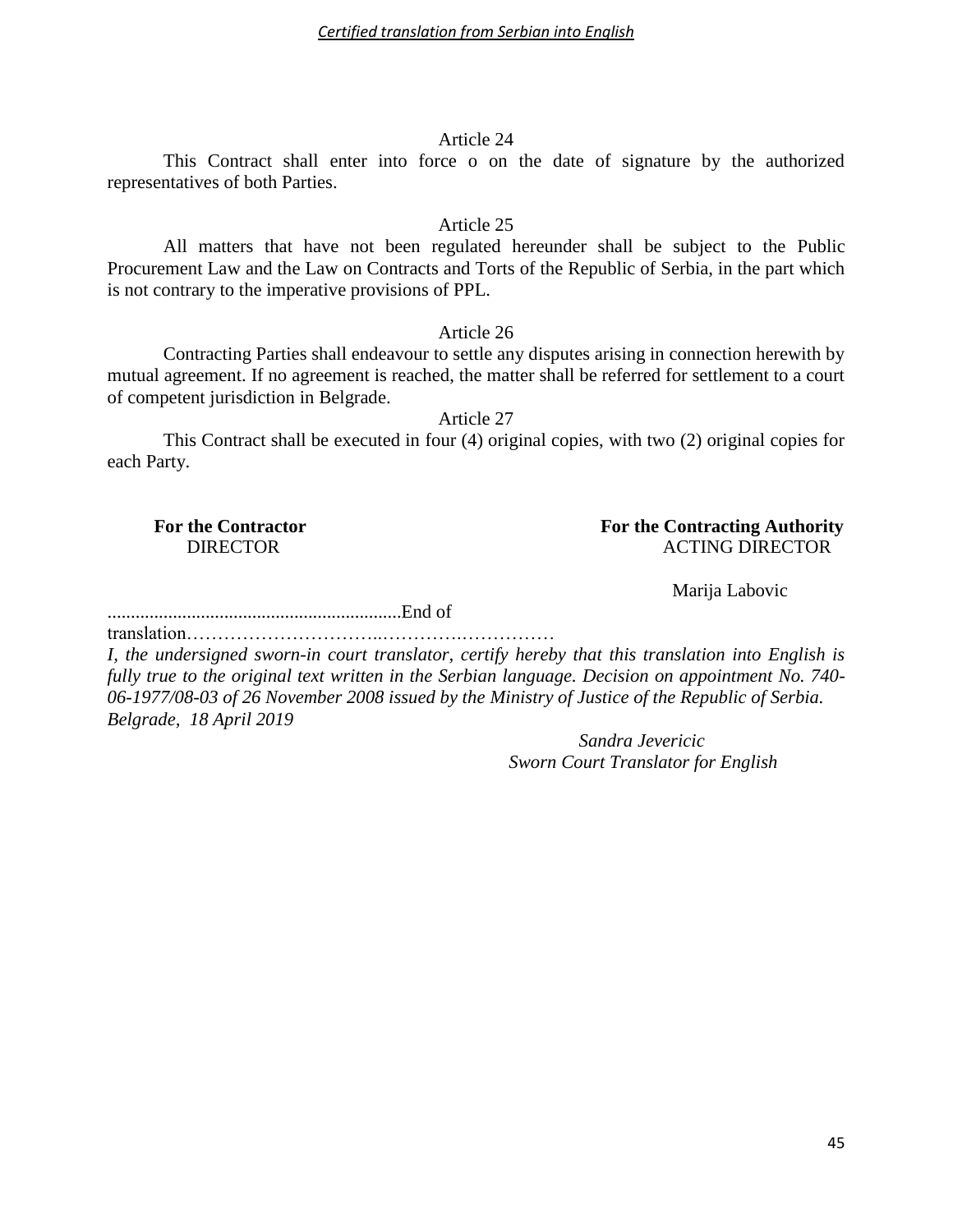Article 24

This Contract shall enter into force o on the date of signature by the authorized representatives of both Parties.

Article 25

All matters that have not been regulated hereunder shall be subject to the Public Procurement Law and the Law on Contracts and Torts of the Republic of Serbia, in the part which is not contrary to the imperative provisions of PPL.

Article 26

Contracting Parties shall endeavour to settle any disputes arising in connection herewith by mutual agreement. If no agreement is reached, the matter shall be referred for settlement to a court of competent jurisdiction in Belgrade.

Article 27

This Contract shall be executed in four (4) original copies, with two (2) original copies for each Party.

| | |
|---|---|
| **For the Contractor** | **For the Contracting Authority** |
| DIRECTOR | ACTING DIRECTOR |
| | Marija Labovic |

..............................................................End of translation……………………….…………………………

*I, the undersigned sworn-in court translator, certify hereby that this translation into English is fully true to the original text written in the Serbian language. Decision on appointment No. 740-06-1977/08-03 of 26 November 2008 issued by the Ministry of Justice of the Republic of Serbia.*
*Belgrade, 18 April 2019*

*Sandra Jevericic*
*Sworn Court Translator for English*